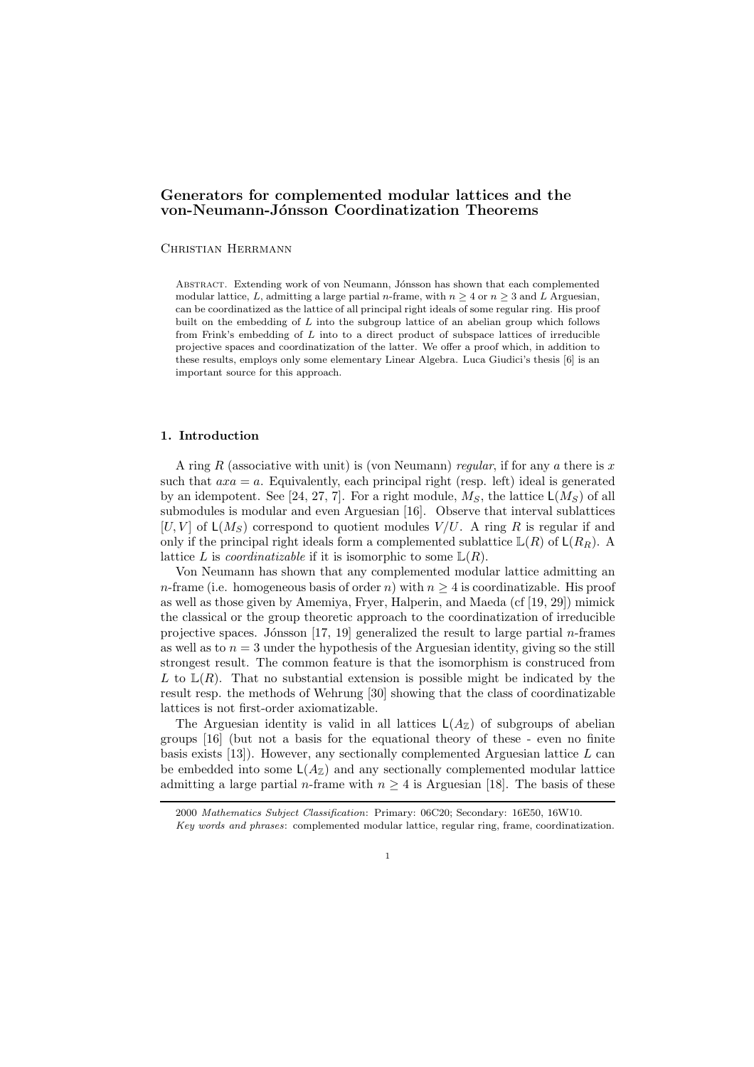# Generators for complemented modular lattices and the von-Neumann-Jónsson Coordinatization Theorems

Christian Herrmann

Abstract. Extending work of von Neumann, Jónsson has shown that each complemented modular lattice, $L$, admitting a large partial $n$-frame, with $n \geq 4$ or $n \geq 3$ and $L$ Arguesian, can be coordinatized as the lattice of all principal right ideals of some regular ring. His proof built on the embedding of $L$ into the subgroup lattice of an abelian group which follows from Frink's embedding of $L$ into to a direct product of subspace lattices of irreducible projective spaces and coordinatization of the latter. We offer a proof which, in addition to these results, employs only some elementary Linear Algebra. Luca Giudici's thesis [6] is an important source for this approach.

## 1. Introduction

A ring $R$ (associative with unit) is (von Neumann) *regular*, if for any $a$ there is $x$ such that $axa = a$. Equivalently, each principal right (resp. left) ideal is generated by an idempotent. See [24, 27, 7]. For a right module, $M_S$, the lattice $\mathsf{L}(M_S)$ of all submodules is modular and even Arguesian [16]. Observe that interval sublattices $[U, V]$ of $\mathsf{L}(M_S)$ correspond to quotient modules $V/U$. A ring $R$ is regular if and only if the principal right ideals form a complemented sublattice $\mathbb{L}(R)$ of $\mathsf{L}(R_R)$. A lattice $L$ is *coordinatizable* if it is isomorphic to some $\mathbb{L}(R)$.

Von Neumann has shown that any complemented modular lattice admitting an $n$-frame (i.e. homogeneous basis of order $n$) with $n \geq 4$ is coordinatizable. His proof as well as those given by Amemiya, Fryer, Halperin, and Maeda (cf [19, 29]) mimick the classical or the group theoretic approach to the coordinatization of irreducible projective spaces. Jónsson [17, 19] generalized the result to large partial $n$-frames as well as to $n = 3$ under the hypothesis of the Arguesian identity, giving so the still strongest result. The common feature is that the isomorphism is construed from $L$ to $\mathbb{L}(R)$. That no substantial extension is possible might be indicated by the result resp. the methods of Wehrung [30] showing that the class of coordinatizable lattices is not first-order axiomatizable.

The Arguesian identity is valid in all lattices $\mathsf{L}(A_{\mathbb{Z}})$ of subgroups of abelian groups [16] (but not a basis for the equational theory of these - even no finite basis exists [13]). However, any sectionally complemented Arguesian lattice $L$ can be embedded into some $\mathsf{L}(A_{\mathbb{Z}})$ and any sectionally complemented modular lattice admitting a large partial $n$-frame with $n \geq 4$ is Arguesian [18]. The basis of these

2000 *Mathematics Subject Classification*: Primary: 06C20; Secondary: 16E50, 16W10.

*Key words and phrases*: complemented modular lattice, regular ring, frame, coordinatization.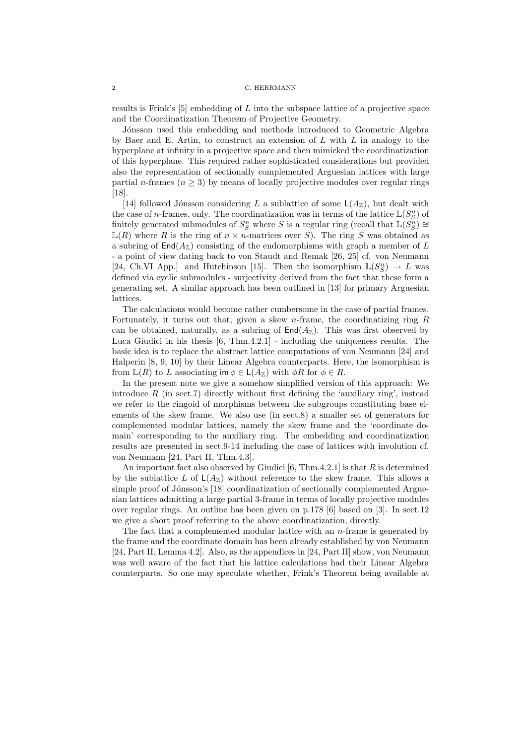results is Frink's [5] embedding of $L$ into the subspace lattice of a projective space and the Coordinatization Theorem of Projective Geometry.

Jónsson used this embedding and methods introduced to Geometric Algebra by Baer and E. Artin, to construct an extension of $L$ with $L$ in analogy to the hyperplane at infinity in a projective space and then mimicked the coordinatization of this hyperplane. This required rather sophisticated considerations but provided also the representation of sectionally complemented Arguesian lattices with large partial $n$-frames ($n \geq 3$) by means of locally projective modules over regular rings [18].

[14] followed Jónsson considering $L$ a sublattice of some $\mathsf{L}(A_\mathbb{Z})$, but dealt with the case of $n$-frames, only. The coordinatization was in terms of the lattice $\mathbb{L}(S^n_S)$ of finitely generated submodules of $S^n_S$ where $S$ is a regular ring (recall that $\mathbb{L}(S^n_S) \cong \mathbb{L}(R)$ where $R$ is the ring of $n \times n$-matrices over $S$). The ring $S$ was obtained as a subring of $\mathsf{End}(A_\mathbb{Z})$ consisting of the endomorphisms with graph a member of $L$ - a point of view dating back to von Staudt and Remak [26, 25] cf. von Neumann [24, Ch.VI App.] and Hutchinson [15]. Then the isomorphism $\mathbb{L}(S^n_S) \to L$ was defined via cyclic submodules - surjectivity derived from the fact that these form a generating set. A similar approach has been outlined in [13] for primary Arguesian lattices.

The calculations would become rather cumbersome in the case of partial frames. Fortunately, it turns out that, given a skew $n$-frame, the coordinatizing ring $R$ can be obtained, naturally, as a subring of $\mathsf{End}(A_\mathbb{Z})$. This was first observed by Luca Giudici in his thesis [6, Thm.4.2.1] - including the uniqueness results. The basic idea is to replace the abstract lattice computations of von Neumann [24] and Halperin [8, 9, 10] by their Linear Algebra counterparts. Here, the isomorphism is from $\mathbb{L}(R)$ to $L$ associating $\mathsf{im}\,\phi \in \mathsf{L}(A_\mathbb{Z})$ with $\phi R$ for $\phi \in R$.

In the present note we give a somehow simplified version of this approach: We introduce $R$ (in sect.7) directly without first defining the 'auxiliary ring', instead we refer to the ringoid of morphisms between the subgroups constituting base elements of the skew frame. We also use (in sect.8) a smaller set of generators for complemented modular lattices, namely the skew frame and the 'coordinate domain' corresponding to the auxiliary ring. The embedding and coordinatization results are presented in sect.9-14 including the case of lattices with involution cf. von Neumann [24, Part II, Thm.4.3].

An important fact also observed by Giudici [6, Thm.4.2.1] is that $R$ is determined by the sublattice $L$ of $\mathsf{L}(A_\mathbb{Z})$ without reference to the skew frame. This allows a simple proof of Jónsson's [18] coordinatization of sectionally complemented Arguesian lattices admitting a large partial 3-frame in terms of locally projective modules over regular rings. An outline has been given on p.178 [6] based on [3]. In sect.12 we give a short proof referring to the above coordinatization, directly.

The fact that a complemented modular lattice with an $n$-frame is generated by the frame and the coordinate domain has been already established by von Neumann [24, Part II, Lemma 4.2]. Also, as the appendices in [24, Part II] show, von Neumann was well aware of the fact that his lattice calculations had their Linear Algebra counterparts. So one may speculate whether, Frink's Theorem being available at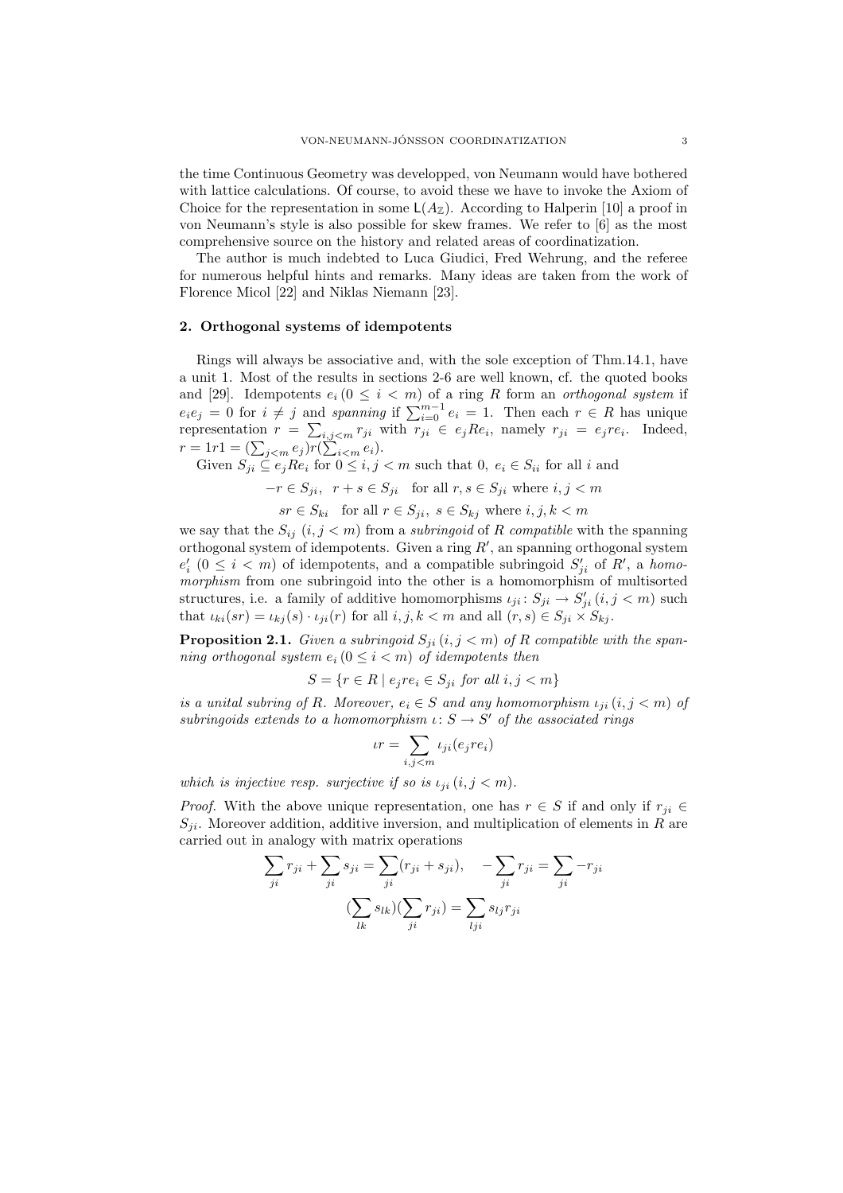the time Continuous Geometry was developped, von Neumann would have bothered with lattice calculations. Of course, to avoid these we have to invoke the Axiom of Choice for the representation in some $\mathsf{L}(A_{\mathbb{Z}})$. According to Halperin [10] a proof in von Neumann's style is also possible for skew frames. We refer to [6] as the most comprehensive source on the history and related areas of coordinatization.

The author is much indebted to Luca Giudici, Fred Wehrung, and the referee for numerous helpful hints and remarks. Many ideas are taken from the work of Florence Micol [22] and Niklas Niemann [23].

## 2. Orthogonal systems of idempotents

Rings will always be associative and, with the sole exception of Thm.14.1, have a unit 1. Most of the results in sections 2-6 are well known, cf. the quoted books and [29]. Idempotents $e_i\,(0 \leq i < m)$ of a ring $R$ form an *orthogonal system* if $e_ie_j = 0$ for $i \neq j$ and *spanning* if $\sum_{i=0}^{m-1} e_i = 1$. Then each $r \in R$ has unique representation $r = \sum_{i,j<m} r_{ji}$ with $r_{ji} \in e_jRe_i$, namely $r_{ji} = e_jre_i$. Indeed, $r = 1r1 = (\sum_{j<m} e_j)r(\sum_{i<m} e_i)$.

Given $S_{ji} \subseteq e_jRe_i$ for $0 \leq i, j < m$ such that $0,\ e_i \in S_{ii}$ for all $i$ and

$$-r \in S_{ji},\ \ r + s \in S_{ji} \quad \text{for all } r, s \in S_{ji} \text{ where } i, j < m$$

$$sr \in S_{ki} \quad \text{for all } r \in S_{ji},\ s \in S_{kj} \text{ where } i, j, k < m$$

we say that the $S_{ij}$ $(i, j < m)$ from a *subringoid* of $R$ *compatible* with the spanning orthogonal system of idempotents. Given a ring $R'$, an spanning orthogonal system $e'_i$ $(0 \leq i < m)$ of idempotents, and a compatible subringoid $S'_{ji}$ of $R'$, a *homomorphism* from one subringoid into the other is a homomorphism of multisorted structures, i.e. a family of additive homomorphisms $\iota_{ji} \colon S_{ji} \to S'_{ji}\,(i, j < m)$ such that $\iota_{ki}(sr) = \iota_{kj}(s) \cdot \iota_{ji}(r)$ for all $i, j, k < m$ and all $(r, s) \in S_{ji} \times S_{kj}$.

**Proposition 2.1.** *Given a subringoid $S_{ji}\,(i, j < m)$ of $R$ compatible with the spanning orthogonal system $e_i\,(0 \leq i < m)$ of idempotents then*

$$S = \{r \in R \mid e_jre_i \in S_{ji} \text{ for all } i, j < m\}$$

*is a unital subring of $R$. Moreover, $e_i \in S$ and any homomorphism $\iota_{ji}\,(i, j < m)$ of subringoids extends to a homomorphism $\iota \colon S \to S'$ of the associated rings*

$$\iota r = \sum_{i,j<m} \iota_{ji}(e_jre_i)$$

*which is injective resp. surjective if so is $\iota_{ji}\,(i, j < m)$.*

*Proof.* With the above unique representation, one has $r \in S$ if and only if $r_{ji} \in S_{ji}$. Moreover addition, additive inversion, and multiplication of elements in $R$ are carried out in analogy with matrix operations

$$\sum_{ji} r_{ji} + \sum_{ji} s_{ji} = \sum_{ji}(r_{ji} + s_{ji}), \quad -\sum_{ji} r_{ji} = \sum_{ji} -r_{ji}$$

$$(\sum_{lk} s_{lk})(\sum_{ji} r_{ji}) = \sum_{lji} s_{lj}r_{ji}$$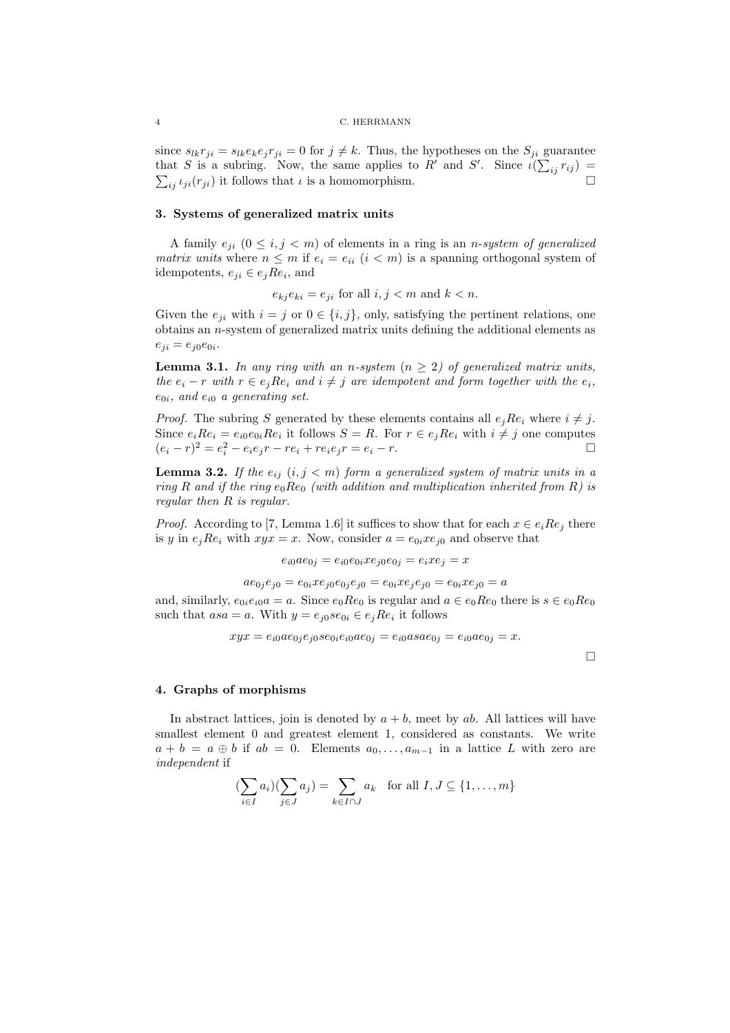since $s_{lk}r_{ji} = s_{lk}e_ke_jr_{ji} = 0$ for $j \neq k$. Thus, the hypotheses on the $S_{ji}$ guarantee that $S$ is a subring. Now, the same applies to $R'$ and $S'$. Since $\iota(\sum_{ij} r_{ij}) = \sum_{ij} \iota_{ji}(r_{ji})$ it follows that $\iota$ is a homomorphism. □

## 3. Systems of generalized matrix units

A family $e_{ji}$ $(0 \leq i, j < m)$ of elements in a ring is an *n-system of generalized matrix units* where $n \leq m$ if $e_i = e_{ii}$ $(i < m)$ is a spanning orthogonal system of idempotents, $e_{ji} \in e_jRe_i$, and

$$e_{kj}e_{ki} = e_{ji} \text{ for all } i, j < m \text{ and } k < n.$$

Given the $e_{ji}$ with $i = j$ or $0 \in \{i, j\}$, only, satisfying the pertinent relations, one obtains an $n$-system of generalized matrix units defining the additional elements as $e_{ji} = e_{j0}e_{0i}$.

**Lemma 3.1.** *In any ring with an n-system $(n \geq 2)$ of generalized matrix units, the $e_i - r$ with $r \in e_jRe_i$ and $i \neq j$ are idempotent and form together with the $e_i$, $e_{0i}$, and $e_{i0}$ a generating set.*

*Proof.* The subring $S$ generated by these elements contains all $e_jRe_i$ where $i \neq j$. Since $e_iRe_i = e_{i0}e_{0i}Re_i$ it follows $S = R$. For $r \in e_jRe_i$ with $i \neq j$ one computes $(e_i - r)^2 = e_i^2 - e_ie_jr - re_i + re_ie_jr = e_i - r$. □

**Lemma 3.2.** *If the $e_{ij}$ $(i, j < m)$ form a generalized system of matrix units in a ring $R$ and if the ring $e_0Re_0$ (with addition and multiplication inherited from $R$) is regular then $R$ is regular.*

*Proof.* According to [7, Lemma 1.6] it suffices to show that for each $x \in e_iRe_j$ there is $y$ in $e_jRe_i$ with $xyx = x$. Now, consider $a = e_{0i}xe_{j0}$ and observe that

$$e_{i0}ae_{0j} = e_{i0}e_{0i}xe_{j0}e_{0j} = e_ixe_j = x$$

$$ae_{0j}e_{j0} = e_{0i}xe_{j0}e_{0j}e_{j0} = e_{0i}xe_je_{j0} = e_{0i}xe_{j0} = a$$

and, similarly, $e_{0i}e_{i0}a = a$. Since $e_0Re_0$ is regular and $a \in e_0Re_0$ there is $s \in e_0Re_0$ such that $asa = a$. With $y = e_{j0}se_{0i} \in e_jRe_i$ it follows

$$xyx = e_{i0}ae_{0j}e_{j0}se_{0i}e_{i0}ae_{0j} = e_{i0}asae_{0j} = e_{i0}ae_{0j} = x.$$

□

## 4. Graphs of morphisms

In abstract lattices, join is denoted by $a + b$, meet by $ab$. All lattices will have smallest element 0 and greatest element 1, considered as constants. We write $a + b = a \oplus b$ if $ab = 0$. Elements $a_0, \ldots, a_{m-1}$ in a lattice $L$ with zero are *independent* if

$$(\sum_{i \in I} a_i)(\sum_{j \in J} a_j) = \sum_{k \in I \cap J} a_k \quad \text{for all } I, J \subseteq \{1, \ldots, m\}$$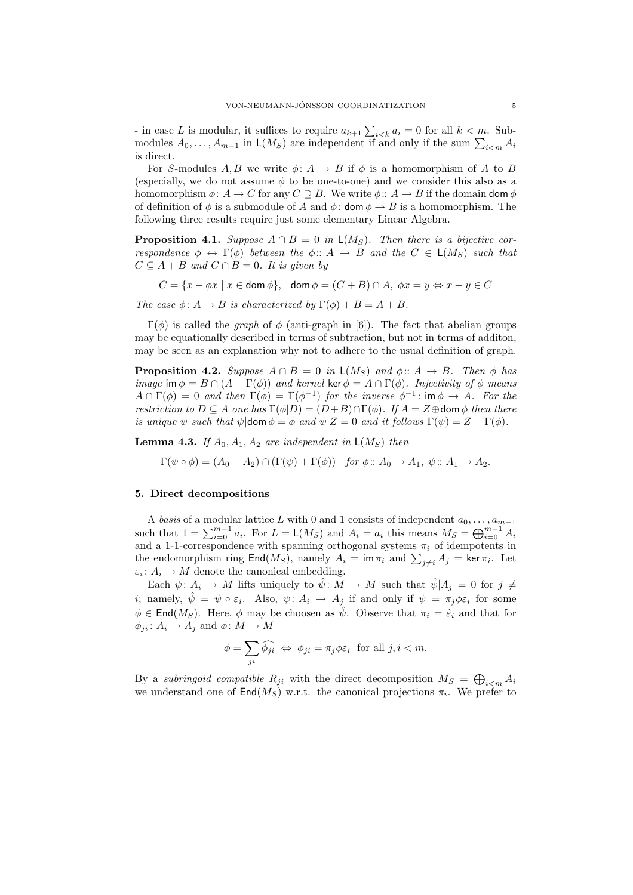- in case $L$ is modular, it suffices to require $a_{k+1}\sum_{i<k} a_i = 0$ for all $k < m$. Submodules $A_0, \ldots, A_{m-1}$ in $\mathsf{L}(M_S)$ are independent if and only if the sum $\sum_{i<m} A_i$ is direct.

For $S$-modules $A, B$ we write $\phi\colon A \to B$ if $\phi$ is a homomorphism of $A$ to $B$ (especially, we do not assume $\phi$ to be one-to-one) and we consider this also as a homomorphism $\phi\colon A \to C$ for any $C \supseteq B$. We write $\phi\colon\colon A \to B$ if the domain $\mathsf{dom}\,\phi$ of definition of $\phi$ is a submodule of $A$ and $\phi\colon \mathsf{dom}\,\phi \to B$ is a homomorphism. The following three results require just some elementary Linear Algebra.

**Proposition 4.1.** *Suppose $A \cap B = 0$ in $\mathsf{L}(M_S)$. Then there is a bijective correspondence $\phi \leftrightarrow \Gamma(\phi)$ between the $\phi\colon\colon A \to B$ and the $C \in \mathsf{L}(M_S)$ such that $C \subseteq A + B$ and $C \cap B = 0$. It is given by*

$$C = \{x - \phi x \mid x \in \mathsf{dom}\,\phi\}, \quad \mathsf{dom}\,\phi = (C + B) \cap A,\ \phi x = y \Leftrightarrow x - y \in C$$

*The case $\phi\colon A \to B$ is characterized by $\Gamma(\phi) + B = A + B$.*

$\Gamma(\phi)$ is called the *graph* of $\phi$ (anti-graph in [6]). The fact that abelian groups may be equationally described in terms of subtraction, but not in terms of additon, may be seen as an explanation why not to adhere to the usual definition of graph.

**Proposition 4.2.** *Suppose $A \cap B = 0$ in $\mathsf{L}(M_S)$ and $\phi\colon\colon A \to B$. Then $\phi$ has image $\mathsf{im}\,\phi = B \cap (A + \Gamma(\phi))$ and kernel $\ker\phi = A \cap \Gamma(\phi)$. Injectivity of $\phi$ means $A \cap \Gamma(\phi) = 0$ and then $\Gamma(\phi) = \Gamma(\phi^{-1})$ for the inverse $\phi^{-1}\colon \mathsf{im}\,\phi \to A$. For the restriction to $D \subseteq A$ one has $\Gamma(\phi|D) = (D+B) \cap \Gamma(\phi)$. If $A = Z \oplus \mathsf{dom}\,\phi$ then there is unique $\psi$ such that $\psi|\mathsf{dom}\,\phi = \phi$ and $\psi|Z = 0$ and it follows $\Gamma(\psi) = Z + \Gamma(\phi)$.*

**Lemma 4.3.** *If $A_0, A_1, A_2$ are independent in $\mathsf{L}(M_S)$ then*

$$\Gamma(\psi \circ \phi) = (A_0 + A_2) \cap (\Gamma(\psi) + \Gamma(\phi)) \quad \text{for } \phi\colon\colon A_0 \to A_1,\ \psi\colon\colon A_1 \to A_2.$$

## 5. Direct decompositions

A *basis* of a modular lattice $L$ with 0 and 1 consists of independent $a_0, \ldots, a_{m-1}$ such that $1 = \sum_{i=0}^{m-1} a_i$. For $L = \mathsf{L}(M_S)$ and $A_i = a_i$ this means $M_S = \bigoplus_{i=0}^{m-1} A_i$ and a 1-1-correspondence with spanning orthogonal systems $\pi_i$ of idempotents in the endomorphism ring $\mathsf{End}(M_S)$, namely $A_i = \mathsf{im}\,\pi_i$ and $\sum_{j \neq i} A_j = \ker\pi_i$. Let $\varepsilon_i\colon A_i \to M$ denote the canonical embedding.

Each $\psi\colon A_i \to M$ lifts uniquely to $\hat{\psi}\colon M \to M$ such that $\hat{\psi}|A_j = 0$ for $j \neq i$; namely, $\hat{\psi} = \psi \circ \varepsilon_i$. Also, $\psi\colon A_i \to A_j$ if and only if $\psi = \pi_j\phi\varepsilon_i$ for some $\phi \in \mathsf{End}(M_S)$. Here, $\phi$ may be choosen as $\hat{\psi}$. Observe that $\pi_i = \hat{\varepsilon}_i$ and that for $\phi_{ji}\colon A_i \to A_j$ and $\phi\colon M \to M$

$$\phi = \sum_{ji} \widehat{\phi_{ji}} \ \Leftrightarrow\ \phi_{ji} = \pi_j\phi\varepsilon_i \ \text{ for all } j, i < m.$$

By a *subringoid compatible* $R_{ji}$ with the direct decomposition $M_S = \bigoplus_{i<m} A_i$ we understand one of $\mathsf{End}(M_S)$ w.r.t. the canonical projections $\pi_i$. We prefer to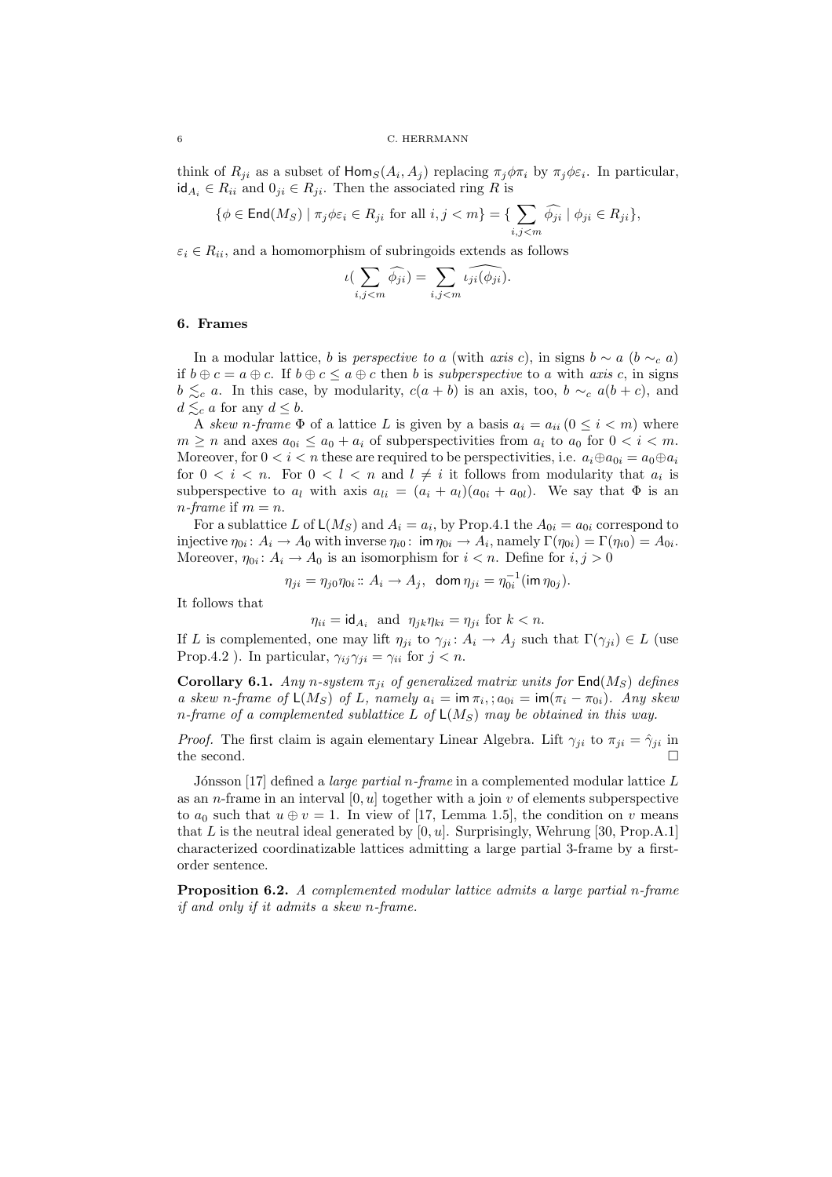think of $R_{ji}$ as a subset of $\mathsf{Hom}_S(A_i, A_j)$ replacing $\pi_j\phi\pi_i$ by $\pi_j\phi\varepsilon_i$. In particular, $\mathsf{id}_{A_i} \in R_{ii}$ and $0_{ji} \in R_{ji}$. Then the associated ring $R$ is

$$\{\phi \in \mathsf{End}(M_S) \mid \pi_j\phi\varepsilon_i \in R_{ji} \text{ for all } i,j < m\} = \{\sum_{i,j<m} \widehat{\phi_{ji}} \mid \phi_{ji} \in R_{ji}\},$$

$\varepsilon_i \in R_{ii}$, and a homomorphism of subringoids extends as follows

$$\iota(\sum_{i,j<m} \widehat{\phi_{ji}}) = \sum_{i,j<m} \widehat{\iota_{ji}(\phi_{ji})}.$$

## 6. Frames

In a modular lattice, $b$ is *perspective to* $a$ (with *axis* $c$), in signs $b \sim a$ ($b \sim_c a$) if $b \oplus c = a \oplus c$. If $b \oplus c \leq a \oplus c$ then $b$ is *subperspective* to $a$ with *axis* $c$, in signs $b \lesssim_c a$. In this case, by modularity, $c(a+b)$ is an axis, too, $b \sim_c a(b+c)$, and $d \lesssim_c a$ for any $d \leq b$.

A *skew $n$-frame* $\Phi$ of a lattice $L$ is given by a basis $a_i = a_{ii}$ $(0 \leq i < m)$ where $m \geq n$ and axes $a_{0i} \leq a_0 + a_i$ of subperspectivities from $a_i$ to $a_0$ for $0 < i < m$. Moreover, for $0 < i < n$ these are required to be perspectivities, i.e. $a_i \oplus a_{0i} = a_0 \oplus a_i$ for $0 < i < n$. For $0 < l < n$ and $l \neq i$ it follows from modularity that $a_i$ is subperspective to $a_l$ with axis $a_{li} = (a_i + a_l)(a_{0i} + a_{0l})$. We say that $\Phi$ is an *$n$-frame* if $m = n$.

For a sublattice $L$ of $\mathsf{L}(M_S)$ and $A_i = a_i$, by Prop.4.1 the $A_{0i} = a_{0i}$ correspond to injective $\eta_{0i}\colon A_i \to A_0$ with inverse $\eta_{i0}\colon \operatorname{im}\eta_{0i} \to A_i$, namely $\Gamma(\eta_{0i}) = \Gamma(\eta_{i0}) = A_{0i}$. Moreover, $\eta_{0i}\colon A_i \to A_0$ is an isomorphism for $i < n$. Define for $i,j > 0$

$$\eta_{ji} = \eta_{j0}\eta_{0i} :: A_i \to A_j, \;\; \operatorname{dom}\eta_{ji} = \eta_{0i}^{-1}(\operatorname{im}\eta_{0j}).$$

It follows that

$$\eta_{ii} = \mathsf{id}_{A_i} \;\text{ and }\; \eta_{jk}\eta_{ki} = \eta_{ji} \text{ for } k < n.$$

If $L$ is complemented, one may lift $\eta_{ji}$ to $\gamma_{ji}\colon A_i \to A_j$ such that $\Gamma(\gamma_{ji}) \in L$ (use Prop.4.2 ). In particular, $\gamma_{ij}\gamma_{ji} = \gamma_{ii}$ for $j < n$.

**Corollary 6.1.** *Any $n$-system $\pi_{ji}$ of generalized matrix units for $\mathsf{End}(M_S)$ defines a skew $n$-frame of $\mathsf{L}(M_S)$ of $L$, namely $a_i = \operatorname{im}\pi_i, ; a_{0i} = \operatorname{im}(\pi_i - \pi_{0i})$. Any skew $n$-frame of a complemented sublattice $L$ of $\mathsf{L}(M_S)$ may be obtained in this way.*

*Proof.* The first claim is again elementary Linear Algebra. Lift $\gamma_{ji}$ to $\pi_{ji} = \hat{\gamma}_{ji}$ in the second. □

Jónsson [17] defined a *large partial $n$-frame* in a complemented modular lattice $L$ as an $n$-frame in an interval $[0,u]$ together with a join $v$ of elements subperspective to $a_0$ such that $u \oplus v = 1$. In view of [17, Lemma 1.5], the condition on $v$ means that $L$ is the neutral ideal generated by $[0,u]$. Surprisingly, Wehrung [30, Prop.A.1] characterized coordinatizable lattices admitting a large partial 3-frame by a first-order sentence.

**Proposition 6.2.** *A complemented modular lattice admits a large partial $n$-frame if and only if it admits a skew $n$-frame.*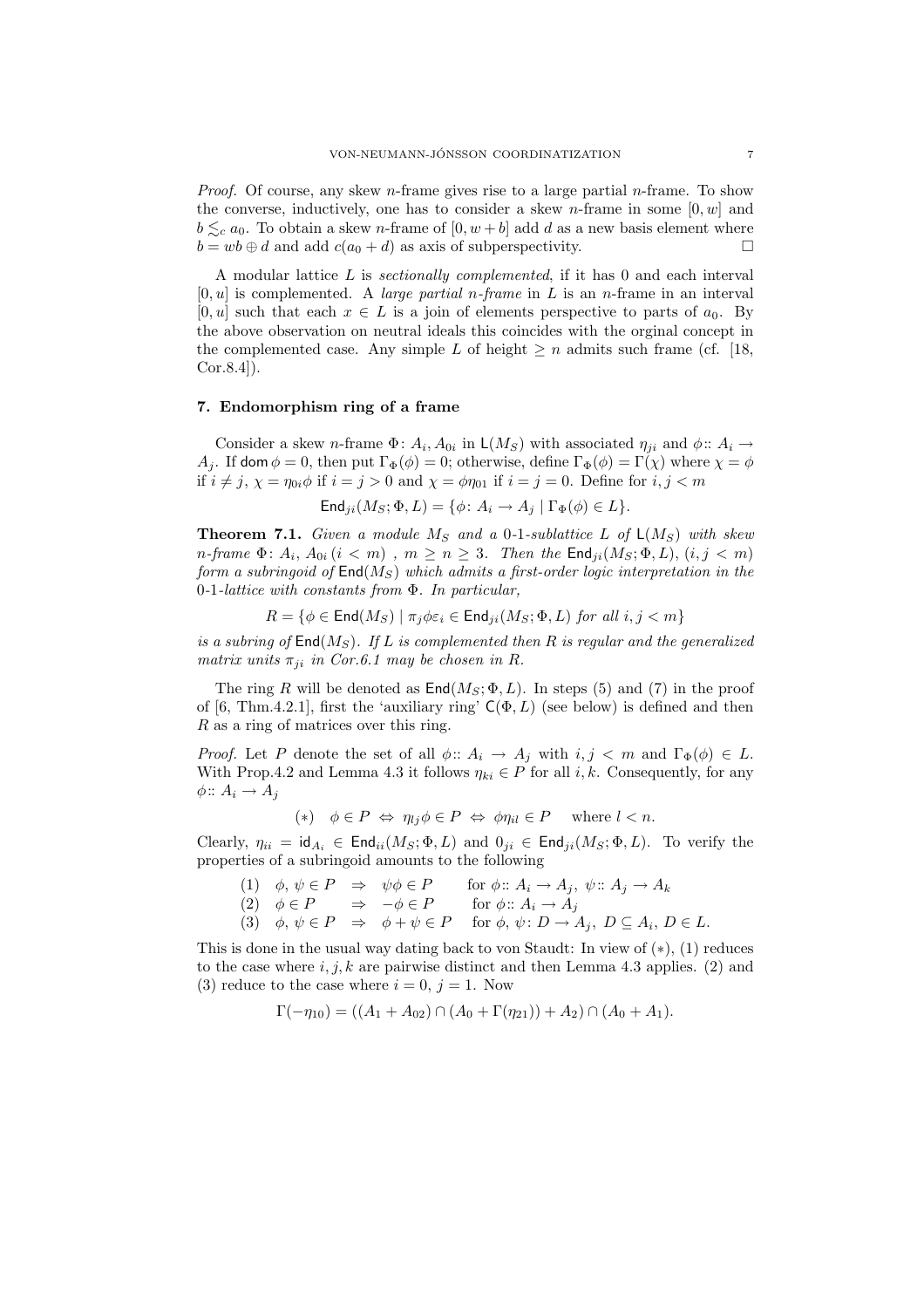*Proof.* Of course, any skew $n$-frame gives rise to a large partial $n$-frame. To show the converse, inductively, one has to consider a skew $n$-frame in some $[0, w]$ and $b \lesssim_c a_0$. To obtain a skew $n$-frame of $[0, w + b]$ add $d$ as a new basis element where $b = wb \oplus d$ and add $c(a_0 + d)$ as axis of subperspectivity. $\square$

A modular lattice $L$ is *sectionally complemented*, if it has 0 and each interval $[0, u]$ is complemented. A *large partial n-frame* in $L$ is an $n$-frame in an interval $[0, u]$ such that each $x \in L$ is a join of elements perspective to parts of $a_0$. By the above observation on neutral ideals this coincides with the orginal concept in the complemented case. Any simple $L$ of height $\geq n$ admits such frame (cf. [18, Cor.8.4]).

### 7. Endomorphism ring of a frame

Consider a skew $n$-frame $\Phi$: $A_i, A_{0i}$ in $\mathsf{L}(M_S)$ with associated $\eta_{ji}$ and $\phi :: A_i \to A_j$. If $\mathsf{dom}\,\phi = 0$, then put $\Gamma_\Phi(\phi) = 0$; otherwise, define $\Gamma_\Phi(\phi) = \Gamma(\chi)$ where $\chi = \phi$ if $i \neq j$, $\chi = \eta_{0i}\phi$ if $i = j > 0$ and $\chi = \phi\eta_{01}$ if $i = j = 0$. Define for $i, j < m$

$$\mathsf{End}_{ji}(M_S; \Phi, L) = \{\phi \colon A_i \to A_j \mid \Gamma_\Phi(\phi) \in L\}.$$

**Theorem 7.1.** *Given a module $M_S$ and a 0-1-sublattice $L$ of $\mathsf{L}(M_S)$ with skew $n$-frame $\Phi$: $A_i$, $A_{0i}\,(i < m)$ , $m \geq n \geq 3$. Then the $\mathsf{End}_{ji}(M_S; \Phi, L)$, $(i, j < m)$ form a subringoid of $\mathsf{End}(M_S)$ which admits a first-order logic interpretation in the 0-1-lattice with constants from $\Phi$. In particular,*

$$R = \{\phi \in \mathsf{End}(M_S) \mid \pi_j\phi\varepsilon_i \in \mathsf{End}_{ji}(M_S; \Phi, L) \text{ for all } i, j < m\}$$

*is a subring of $\mathsf{End}(M_S)$. If $L$ is complemented then $R$ is regular and the generalized matrix units $\pi_{ji}$ in Cor.6.1 may be chosen in $R$.*

The ring $R$ will be denoted as $\mathsf{End}(M_S; \Phi, L)$. In steps (5) and (7) in the proof of [6, Thm.4.2.1], first the 'auxiliary ring' $\mathsf{C}(\Phi, L)$ (see below) is defined and then $R$ as a ring of matrices over this ring.

*Proof.* Let $P$ denote the set of all $\phi :: A_i \to A_j$ with $i, j < m$ and $\Gamma_\Phi(\phi) \in L$. With Prop.4.2 and Lemma 4.3 it follows $\eta_{ki} \in P$ for all $i, k$. Consequently, for any $\phi :: A_i \to A_j$

$$(*) \quad \phi \in P \;\Leftrightarrow\; \eta_{lj}\phi \in P \;\Leftrightarrow\; \phi\eta_{il} \in P \quad \text{ where } l < n.$$

Clearly, $\eta_{ii} = \mathsf{id}_{A_i} \in \mathsf{End}_{ii}(M_S; \Phi, L)$ and $0_{ji} \in \mathsf{End}_{ji}(M_S; \Phi, L)$. To verify the properties of a subringoid amounts to the following

$$\begin{array}{llll}
(1) & \phi, \psi \in P & \Rightarrow \;\; \psi\phi \in P & \text{for } \phi :: A_i \to A_j,\ \psi :: A_j \to A_k \\
(2) & \phi \in P & \Rightarrow \;\; -\phi \in P & \text{for } \phi :: A_i \to A_j \\
(3) & \phi, \psi \in P & \Rightarrow \;\; \phi + \psi \in P & \text{for } \phi, \psi \colon D \to A_j,\ D \subseteq A_i,\ D \in L.
\end{array}$$

This is done in the usual way dating back to von Staudt: In view of $(*)$, (1) reduces to the case where $i, j, k$ are pairwise distinct and then Lemma 4.3 applies. (2) and (3) reduce to the case where $i = 0$, $j = 1$. Now

$$\Gamma(-\eta_{10}) = ((A_1 + A_{02}) \cap (A_0 + \Gamma(\eta_{21})) + A_2) \cap (A_0 + A_1).$$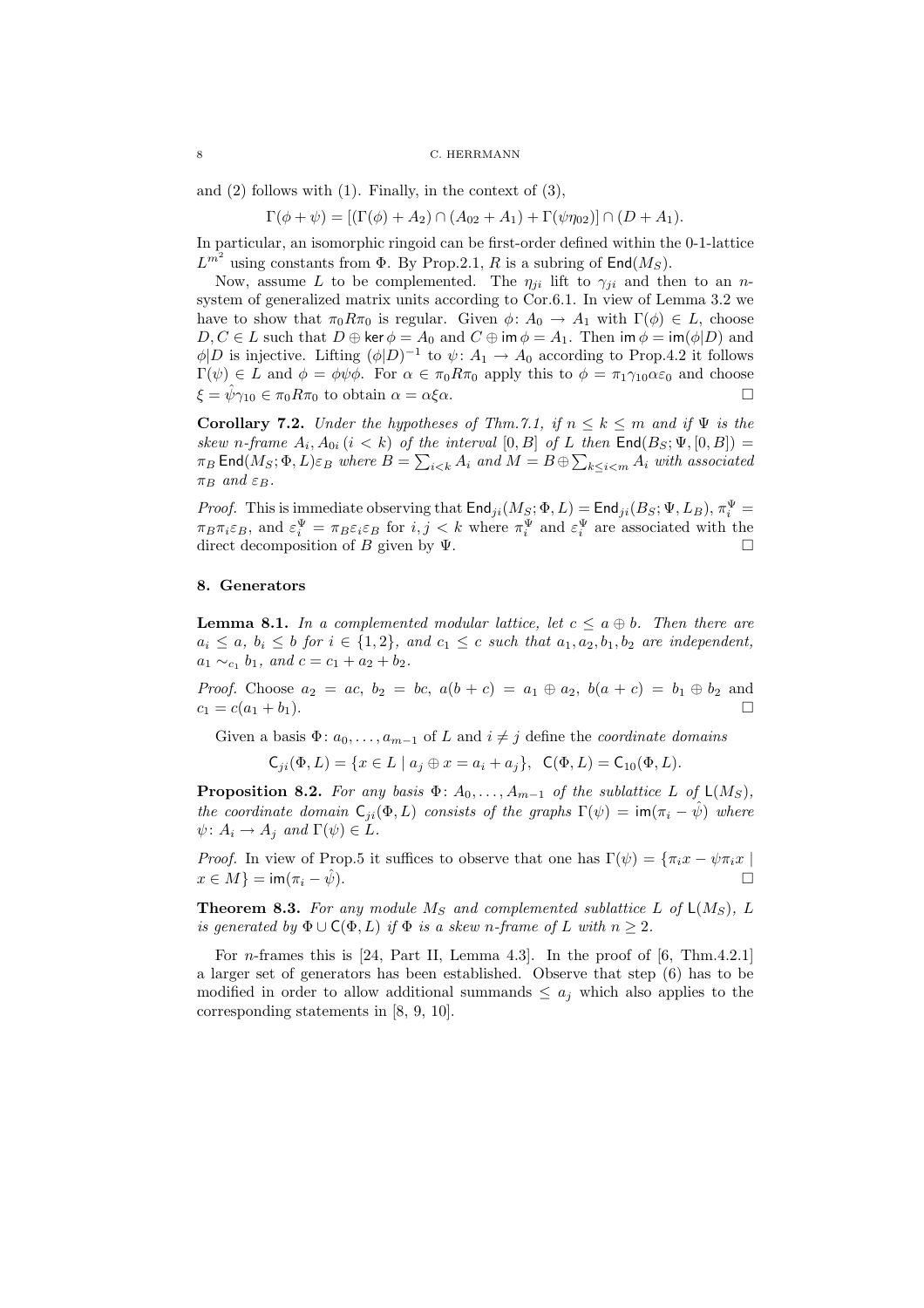and (2) follows with (1). Finally, in the context of (3),

$$\Gamma(\phi+\psi) = [(\Gamma(\phi)+A_2)\cap(A_{02}+A_1)+\Gamma(\psi\eta_{02})]\cap(D+A_1).$$

In particular, an isomorphic ringoid can be first-order defined within the 0-1-lattice $L^{m^2}$ using constants from $\Phi$. By Prop.2.1, $R$ is a subring of $\mathsf{End}(M_S)$.

Now, assume $L$ to be complemented. The $\eta_{ji}$ lift to $\gamma_{ji}$ and then to an $n$-system of generalized matrix units according to Cor.6.1. In view of Lemma 3.2 we have to show that $\pi_0 R\pi_0$ is regular. Given $\phi\colon A_0 \to A_1$ with $\Gamma(\phi)\in L$, choose $D, C\in L$ such that $D\oplus \ker\phi = A_0$ and $C\oplus \mathsf{im}\,\phi = A_1$. Then $\mathsf{im}\,\phi = \mathsf{im}(\phi|D)$ and $\phi|D$ is injective. Lifting $(\phi|D)^{-1}$ to $\psi\colon A_1\to A_0$ according to Prop.4.2 it follows $\Gamma(\psi)\in L$ and $\phi=\phi\psi\phi$. For $\alpha\in\pi_0R\pi_0$ apply this to $\phi=\pi_1\gamma_{10}\alpha\varepsilon_0$ and choose $\xi=\hat\psi\gamma_{10}\in\pi_0R\pi_0$ to obtain $\alpha=\alpha\xi\alpha$. $\square$

**Corollary 7.2.** *Under the hypotheses of Thm.7.1, if $n\le k\le m$ and if $\Psi$ is the skew $n$-frame $A_i, A_{0i}\,(i<k)$ of the interval $[0,B]$ of $L$ then $\mathsf{End}(B_S;\Psi,[0,B]) = \pi_B\,\mathsf{End}(M_S;\Phi,L)\varepsilon_B$ where $B=\sum_{i<k}A_i$ and $M=B\oplus\sum_{k\le i<m}A_i$ with associated $\pi_B$ and $\varepsilon_B$.*

*Proof.* This is immediate observing that $\mathsf{End}_{ji}(M_S;\Phi,L)=\mathsf{End}_{ji}(B_S;\Psi,L_B)$, $\pi_i^\Psi = \pi_B\pi_i\varepsilon_B$, and $\varepsilon_i^\Psi=\pi_B\varepsilon_i\varepsilon_B$ for $i,j<k$ where $\pi_i^\Psi$ and $\varepsilon_i^\Psi$ are associated with the direct decomposition of $B$ given by $\Psi$. $\square$

## 8. Generators

**Lemma 8.1.** *In a complemented modular lattice, let $c\le a\oplus b$. Then there are $a_i\le a$, $b_i\le b$ for $i\in\{1,2\}$, and $c_1\le c$ such that $a_1,a_2,b_1,b_2$ are independent, $a_1\sim_{c_1} b_1$, and $c=c_1+a_2+b_2$.*

*Proof.* Choose $a_2=ac$, $b_2=bc$, $a(b+c)=a_1\oplus a_2$, $b(a+c)=b_1\oplus b_2$ and $c_1=c(a_1+b_1)$. $\square$

Given a basis $\Phi\colon a_0,\ldots,a_{m-1}$ of $L$ and $i\ne j$ define the *coordinate domains*

$$\mathsf{C}_{ji}(\Phi,L)=\{x\in L \mid a_j\oplus x = a_i+a_j\},\ \ \mathsf{C}(\Phi,L)=\mathsf{C}_{10}(\Phi,L).$$

**Proposition 8.2.** *For any basis $\Phi\colon A_0,\ldots,A_{m-1}$ of the sublattice $L$ of $\mathsf{L}(M_S)$, the coordinate domain $\mathsf{C}_{ji}(\Phi,L)$ consists of the graphs $\Gamma(\psi)=\mathsf{im}(\pi_i-\hat\psi)$ where $\psi\colon A_i\to A_j$ and $\Gamma(\psi)\in L$.*

*Proof.* In view of Prop.5 it suffices to observe that one has $\Gamma(\psi)=\{\pi_ix-\psi\pi_ix \mid x\in M\}=\mathsf{im}(\pi_i-\hat\psi)$. $\square$

**Theorem 8.3.** *For any module $M_S$ and complemented sublattice $L$ of $\mathsf{L}(M_S)$, $L$ is generated by $\Phi\cup\mathsf{C}(\Phi,L)$ if $\Phi$ is a skew $n$-frame of $L$ with $n\ge 2$.*

For $n$-frames this is [24, Part II, Lemma 4.3]. In the proof of [6, Thm.4.2.1] a larger set of generators has been established. Observe that step (6) has to be modified in order to allow additional summands $\le a_j$ which also applies to the corresponding statements in [8, 9, 10].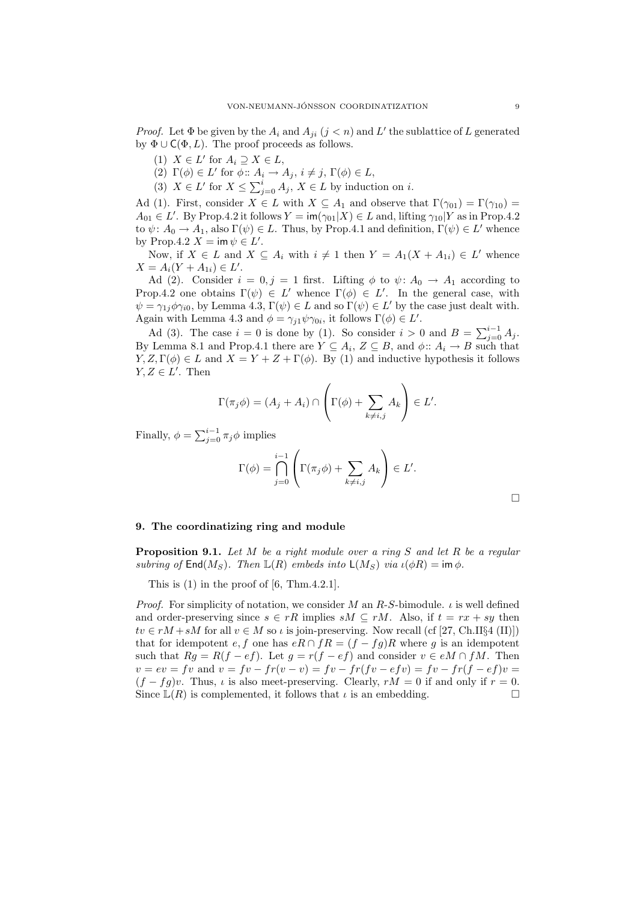*Proof.* Let $\Phi$ be given by the $A_i$ and $A_{ji}$ ($j < n$) and $L'$ the sublattice of $L$ generated by $\Phi \cup \mathsf{C}(\Phi, L)$. The proof proceeds as follows.

1. $X \in L'$ for $A_i \supseteq X \in L$,
2. $\Gamma(\phi) \in L'$ for $\phi\colon\colon A_i \to A_j$, $i \neq j$, $\Gamma(\phi) \in L$,
3. $X \in L'$ for $X \leq \sum_{j=0}^{i} A_j$, $X \in L$ by induction on $i$.

Ad (1). First, consider $X \in L$ with $X \subseteq A_1$ and observe that $\Gamma(\gamma_{01}) = \Gamma(\gamma_{10}) = A_{01} \in L'$. By Prop.4.2 it follows $Y = \mathsf{im}(\gamma_{01}|X) \in L$ and, lifting $\gamma_{10}|Y$ as in Prop.4.2 to $\psi\colon A_0 \to A_1$, also $\Gamma(\psi) \in L$. Thus, by Prop.4.1 and definition, $\Gamma(\psi) \in L'$ whence by Prop.4.2 $X = \mathsf{im}\,\psi \in L'$.

Now, if $X \in L$ and $X \subseteq A_i$ with $i \neq 1$ then $Y = A_1(X + A_{1i}) \in L'$ whence $X = A_i(Y + A_{1i}) \in L'$.

Ad (2). Consider $i = 0, j = 1$ first. Lifting $\phi$ to $\psi\colon A_0 \to A_1$ according to Prop.4.2 one obtains $\Gamma(\psi) \in L'$ whence $\Gamma(\phi) \in L'$. In the general case, with $\psi = \gamma_{1j}\phi\gamma_{i0}$, by Lemma 4.3, $\Gamma(\psi) \in L$ and so $\Gamma(\psi) \in L'$ by the case just dealt with. Again with Lemma 4.3 and $\phi = \gamma_{j1}\psi\gamma_{0i}$, it follows $\Gamma(\phi) \in L'$.

Ad (3). The case $i = 0$ is done by (1). So consider $i > 0$ and $B = \sum_{j=0}^{i-1} A_j$. By Lemma 8.1 and Prop.4.1 there are $Y \subseteq A_i$, $Z \subseteq B$, and $\phi\colon\colon A_i \to B$ such that $Y, Z, \Gamma(\phi) \in L$ and $X = Y + Z + \Gamma(\phi)$. By (1) and inductive hypothesis it follows $Y, Z \in L'$. Then

$$\Gamma(\pi_j\phi) = (A_j + A_i) \cap \left(\Gamma(\phi) + \sum_{k \neq i,j} A_k\right) \in L'.$$

Finally, $\phi = \sum_{j=0}^{i-1} \pi_j\phi$ implies

$$\Gamma(\phi) = \bigcap_{j=0}^{i-1} \left(\Gamma(\pi_j\phi) + \sum_{k \neq i,j} A_k\right) \in L'.$$

□

## 9. The coordinatizing ring and module

**Proposition 9.1.** *Let $M$ be a right module over a ring $S$ and let $R$ be a regular subring of $\mathsf{End}(M_S)$. Then $\mathbb{L}(R)$ embeds into $\mathsf{L}(M_S)$ via $\iota(\phi R) = \mathsf{im}\,\phi$.*

This is (1) in the proof of [6, Thm.4.2.1].

*Proof.* For simplicity of notation, we consider $M$ an $R$-$S$-bimodule. $\iota$ is well defined and order-preserving since $s \in rR$ implies $sM \subseteq rM$. Also, if $t = rx + sy$ then $tv \in rM + sM$ for all $v \in M$ so $\iota$ is join-preserving. Now recall (cf [27, Ch.II§4 (II)]) that for idempotent $e, f$ one has $eR \cap fR = (f - fg)R$ where $g$ is an idempotent such that $Rg = R(f - ef)$. Let $g = r(f - ef)$ and consider $v \in eM \cap fM$. Then $v = ev = fv$ and $v = fv - fr(v - v) = fv - fr(fv - efv) = fv - fr(f - ef)v = (f - fg)v$. Thus, $\iota$ is also meet-preserving. Clearly, $rM = 0$ if and only if $r = 0$. Since $\mathbb{L}(R)$ is complemented, it follows that $\iota$ is an embedding. □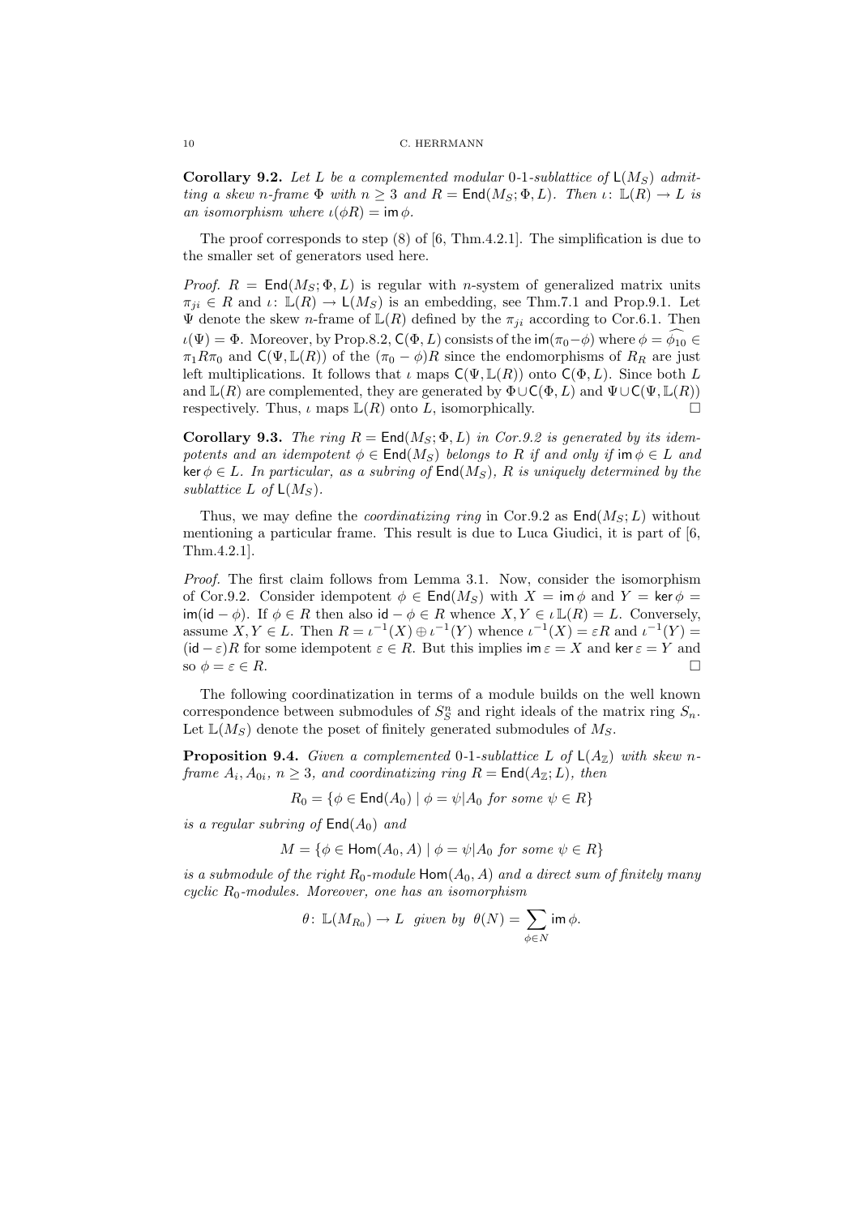**Corollary 9.2.** *Let $L$ be a complemented modular 0-1-sublattice of $\mathsf{L}(M_S)$ admitting a skew $n$-frame $\Phi$ with $n \geq 3$ and $R = \mathsf{End}(M_S; \Phi, L)$. Then $\iota\colon \mathbb{L}(R) \to L$ is an isomorphism where $\iota(\phi R) = \mathsf{im}\,\phi$.*

The proof corresponds to step (8) of [6, Thm.4.2.1]. The simplification is due to the smaller set of generators used here.

*Proof.* $R = \mathsf{End}(M_S; \Phi, L)$ is regular with $n$-system of generalized matrix units $\pi_{ji} \in R$ and $\iota\colon \mathbb{L}(R) \to \mathsf{L}(M_S)$ is an embedding, see Thm.7.1 and Prop.9.1. Let $\Psi$ denote the skew $n$-frame of $\mathbb{L}(R)$ defined by the $\pi_{ji}$ according to Cor.6.1. Then $\iota(\Psi) = \Phi$. Moreover, by Prop.8.2, $\mathsf{C}(\Phi, L)$ consists of the $\mathsf{im}(\pi_0 - \phi)$ where $\phi = \widehat{\phi_{10}} \in \pi_1 R \pi_0$ and $\mathsf{C}(\Psi, \mathbb{L}(R))$ of the $(\pi_0 - \phi)R$ since the endomorphisms of $R_R$ are just left multiplications. It follows that $\iota$ maps $\mathsf{C}(\Psi, \mathbb{L}(R))$ onto $\mathsf{C}(\Phi, L)$. Since both $L$ and $\mathbb{L}(R)$ are complemented, they are generated by $\Phi \cup \mathsf{C}(\Phi, L)$ and $\Psi \cup \mathsf{C}(\Psi, \mathbb{L}(R))$ respectively. Thus, $\iota$ maps $\mathbb{L}(R)$ onto $L$, isomorphically. $\square$

**Corollary 9.3.** *The ring $R = \mathsf{End}(M_S; \Phi, L)$ in Cor.9.2 is generated by its idempotents and an idempotent $\phi \in \mathsf{End}(M_S)$ belongs to $R$ if and only if $\mathsf{im}\,\phi \in L$ and $\ker \phi \in L$. In particular, as a subring of $\mathsf{End}(M_S)$, $R$ is uniquely determined by the sublattice $L$ of $\mathsf{L}(M_S)$.*

Thus, we may define the *coordinatizing ring* in Cor.9.2 as $\mathsf{End}(M_S; L)$ without mentioning a particular frame. This result is due to Luca Giudici, it is part of [6, Thm.4.2.1].

*Proof.* The first claim follows from Lemma 3.1. Now, consider the isomorphism of Cor.9.2. Consider idempotent $\phi \in \mathsf{End}(M_S)$ with $X = \mathsf{im}\,\phi$ and $Y = \ker \phi = \mathsf{im}(\mathsf{id} - \phi)$. If $\phi \in R$ then also $\mathsf{id} - \phi \in R$ whence $X, Y \in \iota\,\mathbb{L}(R) = L$. Conversely, assume $X, Y \in L$. Then $R = \iota^{-1}(X) \oplus \iota^{-1}(Y)$ whence $\iota^{-1}(X) = \varepsilon R$ and $\iota^{-1}(Y) = (\mathsf{id} - \varepsilon)R$ for some idempotent $\varepsilon \in R$. But this implies $\mathsf{im}\,\varepsilon = X$ and $\ker \varepsilon = Y$ and so $\phi = \varepsilon \in R$. $\square$

The following coordinatization in terms of a module builds on the well known correspondence between submodules of $S_S^n$ and right ideals of the matrix ring $S_n$. Let $\mathbb{L}(M_S)$ denote the poset of finitely generated submodules of $M_S$.

**Proposition 9.4.** *Given a complemented 0-1-sublattice $L$ of $\mathsf{L}(A_{\mathbb{Z}})$ with skew $n$-frame $A_i, A_{0i}$, $n \geq 3$, and coordinatizing ring $R = \mathsf{End}(A_{\mathbb{Z}}; L)$, then*

$$R_0 = \{\phi \in \mathsf{End}(A_0) \mid \phi = \psi|A_0 \text{ for some } \psi \in R\}$$

*is a regular subring of $\mathsf{End}(A_0)$ and*

$$M = \{\phi \in \mathsf{Hom}(A_0, A) \mid \phi = \psi|A_0 \text{ for some } \psi \in R\}$$

*is a submodule of the right $R_0$-module $\mathsf{Hom}(A_0, A)$ and a direct sum of finitely many cyclic $R_0$-modules. Moreover, one has an isomorphism*

$$\theta\colon \mathbb{L}(M_{R_0}) \to L \;\text{ given by }\; \theta(N) = \sum_{\phi \in N} \mathsf{im}\,\phi.$$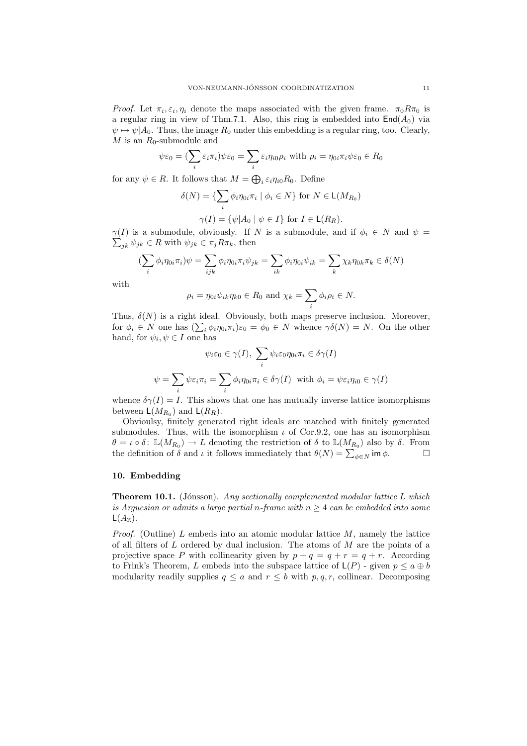*Proof.* Let $\pi_i, \varepsilon_i, \eta_i$ denote the maps associated with the given frame. $\pi_0 R \pi_0$ is a regular ring in view of Thm.7.1. Also, this ring is embedded into $\mathsf{End}(A_0)$ via $\psi \mapsto \psi|A_0$. Thus, the image $R_0$ under this embedding is a regular ring, too. Clearly, $M$ is an $R_0$-submodule and

$$\psi\varepsilon_0 = (\sum_i \varepsilon_i \pi_i)\psi\varepsilon_0 = \sum_i \varepsilon_i \eta_{i0}\rho_i \text{ with } \rho_i = \eta_{0i}\pi_i\psi\varepsilon_0 \in R_0$$

for any $\psi \in R$. It follows that $M = \bigoplus_i \varepsilon_i \eta_{i0} R_0$. Define

$$\delta(N) = \{\sum_i \phi_i \eta_{0i}\pi_i \mid \phi_i \in N\} \text{ for } N \in \mathsf{L}(M_{R_0})$$

$$\gamma(I) = \{\psi|A_0 \mid \psi \in I\} \text{ for } I \in \mathsf{L}(R_R).$$

$\gamma(I)$ is a submodule, obviously. If $N$ is a submodule, and if $\phi_i \in N$ and $\psi = \sum_{jk} \psi_{jk} \in R$ with $\psi_{jk} \in \pi_j R \pi_k$, then

$$(\sum_i \phi_i \eta_{0i}\pi_i)\psi = \sum_{ijk} \phi_i \eta_{0i}\pi_i \psi_{jk} = \sum_{ik} \phi_i \eta_{0i}\psi_{ik} = \sum_k \chi_k \eta_{0k}\pi_k \in \delta(N)$$

with

$$\rho_i = \eta_{0i}\psi_{ik}\eta_{k0} \in R_0 \text{ and } \chi_k = \sum_i \phi_i \rho_i \in N.$$

Thus, $\delta(N)$ is a right ideal. Obviously, both maps preserve inclusion. Moreover, for $\phi_i \in N$ one has $(\sum_i \phi_i \eta_{0i}\pi_i)\varepsilon_0 = \phi_0 \in N$ whence $\gamma\delta(N) = N$. On the other hand, for $\psi_i, \psi \in I$ one has

$$\psi_i \varepsilon_0 \in \gamma(I),\ \sum_i \psi_i \varepsilon_0 \eta_{0i}\pi_i \in \delta\gamma(I)$$

$$\psi = \sum_i \psi\varepsilon_i\pi_i = \sum_i \phi_i \eta_{0i}\pi_i \in \delta\gamma(I) \text{ with } \phi_i = \psi\varepsilon_i\eta_{i0} \in \gamma(I)$$

whence $\delta\gamma(I) = I$. This shows that one has mutually inverse lattice isomorphisms between $\mathsf{L}(M_{R_0})$ and $\mathsf{L}(R_R)$.

Obvioulsy, finitely generated right ideals are matched with finitely generated submodules. Thus, with the isomorphism $\iota$ of Cor.9.2, one has an isomorphism $\theta = \iota \circ \delta \colon \mathbb{L}(M_{R_0}) \to L$ denoting the restriction of $\delta$ to $\mathbb{L}(M_{R_0})$ also by $\delta$. From the definition of $\delta$ and $\iota$ it follows immediately that $\theta(N) = \sum_{\phi \in N} \mathsf{im}\,\phi$. $\square$

## 10. Embedding

**Theorem 10.1.** (Jónsson). *Any sectionally complemented modular lattice $L$ which is Arguesian or admits a large partial $n$-frame with $n \geq 4$ can be embedded into some $\mathsf{L}(A_{\mathbb{Z}})$.*

*Proof.* (Outline) $L$ embeds into an atomic modular lattice $M$, namely the lattice of all filters of $L$ ordered by dual inclusion. The atoms of $M$ are the points of a projective space $P$ with collinearity given by $p + q = q + r = q + r$. According to Frink's Theorem, $L$ embeds into the subspace lattice of $\mathsf{L}(P)$ - given $p \leq a \oplus b$ modularity readily supplies $q \leq a$ and $r \leq b$ with $p, q, r$, collinear. Decomposing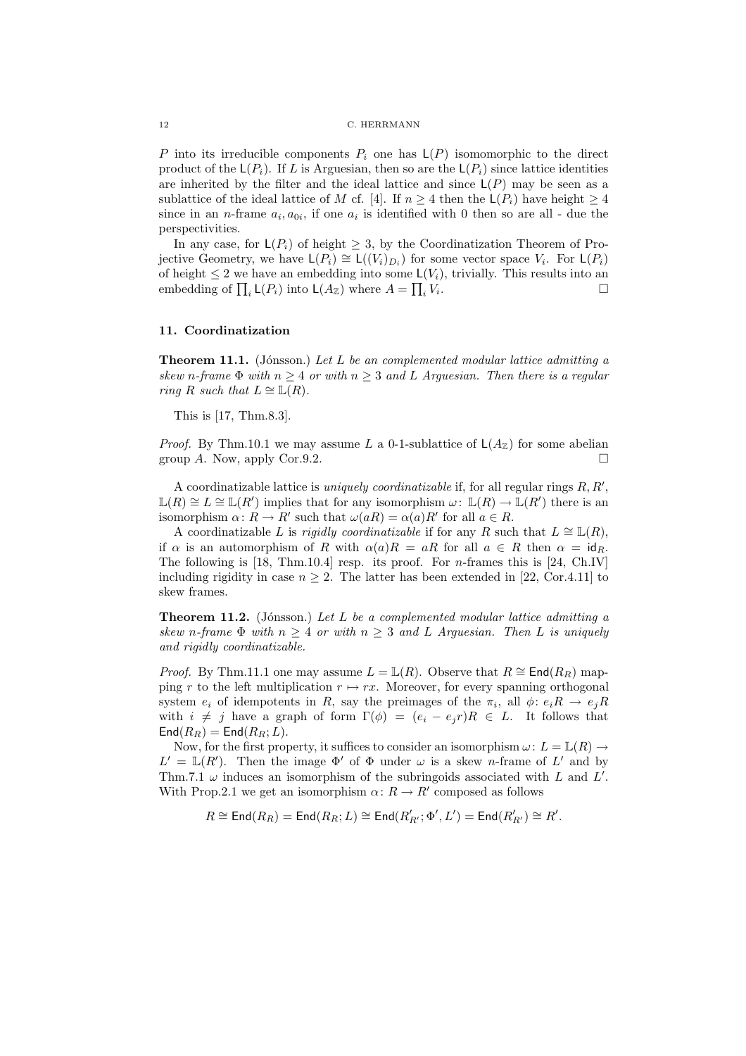$P$ into its irreducible components $P_i$ one has $\mathsf{L}(P)$ isomomorphic to the direct product of the $\mathsf{L}(P_i)$. If $L$ is Arguesian, then so are the $\mathsf{L}(P_i)$ since lattice identities are inherited by the filter and the ideal lattice and since $\mathsf{L}(P)$ may be seen as a sublattice of the ideal lattice of $M$ cf. [4]. If $n \geq 4$ then the $\mathsf{L}(P_i)$ have height $\geq 4$ since in an $n$-frame $a_i, a_{0i}$, if one $a_i$ is identified with 0 then so are all - due the perspectivities.

In any case, for $\mathsf{L}(P_i)$ of height $\geq 3$, by the Coordinatization Theorem of Projective Geometry, we have $\mathsf{L}(P_i) \cong \mathsf{L}((V_i)_{D_i})$ for some vector space $V_i$. For $\mathsf{L}(P_i)$ of height $\leq 2$ we have an embedding into some $\mathsf{L}(V_i)$, trivially. This results into an embedding of $\prod_i \mathsf{L}(P_i)$ into $\mathsf{L}(A_{\mathbb{Z}})$ where $A = \prod_i V_i$. □

## 11. Coordinatization

**Theorem 11.1.** (Jónsson.) *Let $L$ be an complemented modular lattice admitting a skew $n$-frame $\Phi$ with $n \geq 4$ or with $n \geq 3$ and $L$ Arguesian. Then there is a regular ring $R$ such that $L \cong \mathbb{L}(R)$.*

This is [17, Thm.8.3].

*Proof.* By Thm.10.1 we may assume $L$ a 0-1-sublattice of $\mathsf{L}(A_{\mathbb{Z}})$ for some abelian group $A$. Now, apply Cor.9.2. □

A coordinatizable lattice is *uniquely coordinatizable* if, for all regular rings $R, R'$, $\mathbb{L}(R) \cong L \cong \mathbb{L}(R')$ implies that for any isomorphism $\omega\colon \mathbb{L}(R) \to \mathbb{L}(R')$ there is an isomorphism $\alpha\colon R \to R'$ such that $\omega(aR) = \alpha(a)R'$ for all $a \in R$.

A coordinatizable $L$ is *rigidly coordinatizable* if for any $R$ such that $L \cong \mathbb{L}(R)$, if $\alpha$ is an automorphism of $R$ with $\alpha(a)R = aR$ for all $a \in R$ then $\alpha = \mathsf{id}_R$. The following is [18, Thm.10.4] resp. its proof. For $n$-frames this is [24, Ch.IV] including rigidity in case $n \geq 2$. The latter has been extended in [22, Cor.4.11] to skew frames.

**Theorem 11.2.** (Jónsson.) *Let $L$ be a complemented modular lattice admitting a skew $n$-frame $\Phi$ with $n \geq 4$ or with $n \geq 3$ and $L$ Arguesian. Then $L$ is uniquely and rigidly coordinatizable.*

*Proof.* By Thm.11.1 one may assume $L = \mathbb{L}(R)$. Observe that $R \cong \mathsf{End}(R_R)$ mapping $r$ to the left multiplication $r \mapsto rx$. Moreover, for every spanning orthogonal system $e_i$ of idempotents in $R$, say the preimages of the $\pi_i$, all $\phi\colon e_iR \to e_jR$ with $i \neq j$ have a graph of form $\Gamma(\phi) = (e_i - e_jr)R \in L$. It follows that $\mathsf{End}(R_R) = \mathsf{End}(R_R; L)$.

Now, for the first property, it suffices to consider an isomorphism $\omega\colon L = \mathbb{L}(R) \to L' = \mathbb{L}(R')$. Then the image $\Phi'$ of $\Phi$ under $\omega$ is a skew $n$-frame of $L'$ and by Thm.7.1 $\omega$ induces an isomorphism of the subringoids associated with $L$ and $L'$. With Prop.2.1 we get an isomorphism $\alpha\colon R \to R'$ composed as follows

$$R \cong \mathsf{End}(R_R) = \mathsf{End}(R_R; L) \cong \mathsf{End}(R'_{R'}; \Phi', L') = \mathsf{End}(R'_{R'}) \cong R'.$$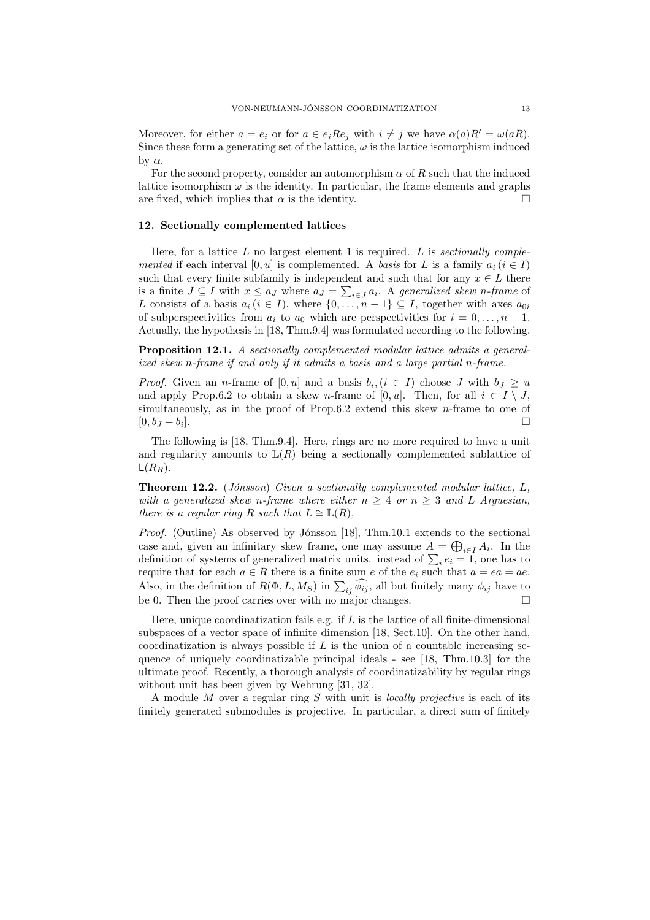Moreover, for either $a = e_i$ or for $a \in e_i R e_j$ with $i \neq j$ we have $\alpha(a)R' = \omega(aR)$. Since these form a generating set of the lattice, $\omega$ is the lattice isomorphism induced by $\alpha$.

For the second property, consider an automorphism $\alpha$ of $R$ such that the induced lattice isomorphism $\omega$ is the identity. In particular, the frame elements and graphs are fixed, which implies that $\alpha$ is the identity. $\square$

## 12. Sectionally complemented lattices

Here, for a lattice $L$ no largest element 1 is required. $L$ is *sectionally complemented* if each interval $[0, u]$ is complemented. A *basis* for $L$ is a family $a_i\,(i \in I)$ such that every finite subfamily is independent and such that for any $x \in L$ there is a finite $J \subseteq I$ with $x \leq a_J$ where $a_J = \sum_{i \in J} a_i$. A *generalized skew n-frame* of $L$ consists of a basis $a_i\,(i \in I)$, where $\{0, \ldots, n-1\} \subseteq I$, together with axes $a_{0i}$ of subperspectivities from $a_i$ to $a_0$ which are perspectivities for $i = 0, \ldots, n-1$. Actually, the hypothesis in [18, Thm.9.4] was formulated according to the following.

**Proposition 12.1.** *A sectionally complemented modular lattice admits a generalized skew n-frame if and only if it admits a basis and a large partial n-frame.*

*Proof.* Given an $n$-frame of $[0, u]$ and a basis $b_i, (i \in I)$ choose $J$ with $b_J \geq u$ and apply Prop.6.2 to obtain a skew $n$-frame of $[0, u]$. Then, for all $i \in I \setminus J$, simultaneously, as in the proof of Prop.6.2 extend this skew $n$-frame to one of $[0, b_J + b_i]$. $\square$

The following is [18, Thm.9.4]. Here, rings are no more required to have a unit and regularity amounts to $\mathbb{L}(R)$ being a sectionally complemented sublattice of $\mathsf{L}(R_R)$.

**Theorem 12.2.** (*Jónsson*) *Given a sectionally complemented modular lattice, $L$, with a generalized skew n-frame where either $n \geq 4$ or $n \geq 3$ and $L$ Arguesian, there is a regular ring $R$ such that $L \cong \mathbb{L}(R)$,*

*Proof.* (Outline) As observed by Jónsson [18], Thm.10.1 extends to the sectional case and, given an infinitary skew frame, one may assume $A = \bigoplus_{i \in I} A_i$. In the definition of systems of generalized matrix units. instead of $\sum_i e_i = 1$, one has to require that for each $a \in R$ there is a finite sum $e$ of the $e_i$ such that $a = ea = ae$. Also, in the definition of $R(\Phi, L, M_S)$ in $\sum_{ij} \widehat{\phi_{ij}}$, all but finitely many $\phi_{ij}$ have to be 0. Then the proof carries over with no major changes. $\square$

Here, unique coordinatization fails e.g. if $L$ is the lattice of all finite-dimensional subspaces of a vector space of infinite dimension [18, Sect.10]. On the other hand, coordinatization is always possible if $L$ is the union of a countable increasing sequence of uniquely coordinatizable principal ideals - see [18, Thm.10.3] for the ultimate proof. Recently, a thorough analysis of coordinatizability by regular rings without unit has been given by Wehrung [31, 32].

A module $M$ over a regular ring $S$ with unit is *locally projective* is each of its finitely generated submodules is projective. In particular, a direct sum of finitely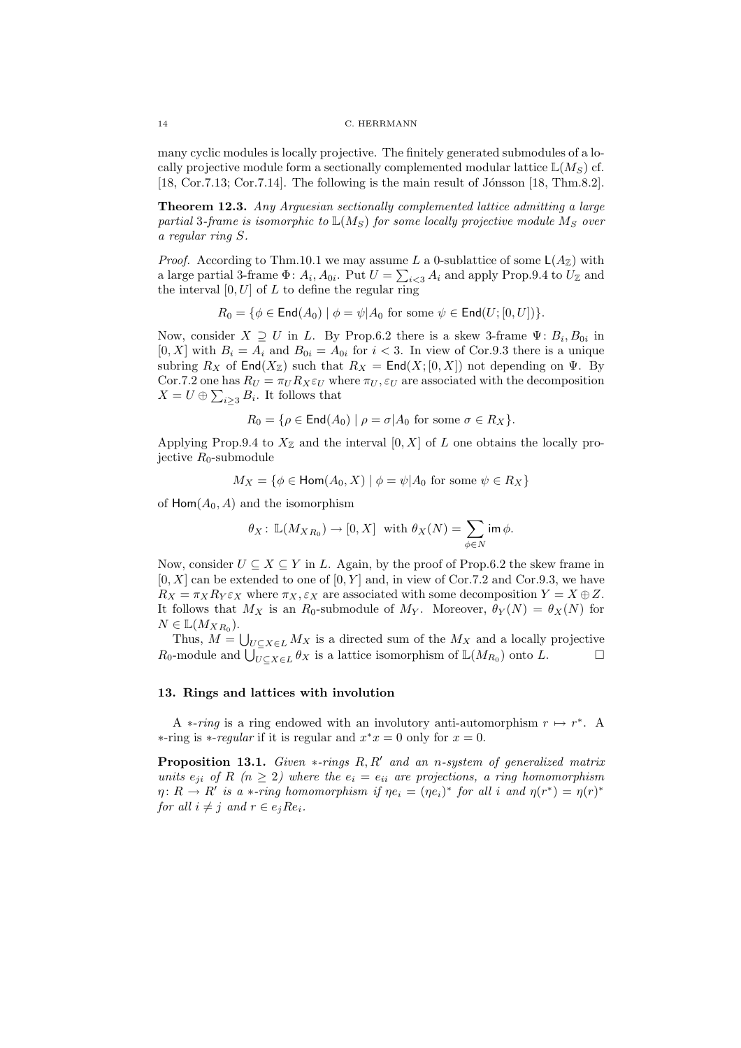many cyclic modules is locally projective. The finitely generated submodules of a locally projective module form a sectionally complemented modular lattice $\mathbb{L}(M_S)$ cf. [18, Cor.7.13; Cor.7.14]. The following is the main result of Jónsson [18, Thm.8.2].

**Theorem 12.3.** *Any Arguesian sectionally complemented lattice admitting a large partial 3-frame is isomorphic to $\mathbb{L}(M_S)$ for some locally projective module $M_S$ over a regular ring $S$.*

*Proof.* According to Thm.10.1 we may assume $L$ a 0-sublattice of some $\mathsf{L}(A_\mathbb{Z})$ with a large partial 3-frame $\Phi\colon A_i, A_{0i}$. Put $U = \sum_{i<3} A_i$ and apply Prop.9.4 to $U_\mathbb{Z}$ and the interval $[0,U]$ of $L$ to define the regular ring

$$R_0 = \{\phi \in \mathsf{End}(A_0) \mid \phi = \psi|A_0 \text{ for some } \psi \in \mathsf{End}(U;[0,U])\}.$$

Now, consider $X \supseteq U$ in $L$. By Prop.6.2 there is a skew 3-frame $\Psi\colon B_i, B_{0i}$ in $[0,X]$ with $B_i = A_i$ and $B_{0i} = A_{0i}$ for $i<3$. In view of Cor.9.3 there is a unique subring $R_X$ of $\mathsf{End}(X_\mathbb{Z})$ such that $R_X = \mathsf{End}(X;[0,X])$ not depending on $\Psi$. By Cor.7.2 one has $R_U = \pi_U R_X \varepsilon_U$ where $\pi_U, \varepsilon_U$ are associated with the decomposition $X = U \oplus \sum_{i \geq 3} B_i$. It follows that

$$R_0 = \{\rho \in \mathsf{End}(A_0) \mid \rho = \sigma|A_0 \text{ for some } \sigma \in R_X\}.$$

Applying Prop.9.4 to $X_\mathbb{Z}$ and the interval $[0,X]$ of $L$ one obtains the locally projective $R_0$-submodule

$$M_X = \{\phi \in \mathsf{Hom}(A_0, X) \mid \phi = \psi|A_0 \text{ for some } \psi \in R_X\}$$

of $\mathsf{Hom}(A_0, A)$ and the isomorphism

$$\theta_X\colon \mathbb{L}(M_{X\,R_0}) \to [0,X] \ \text{ with } \theta_X(N) = \sum_{\phi \in N} \mathsf{im}\,\phi.$$

Now, consider $U \subseteq X \subseteq Y$ in $L$. Again, by the proof of Prop.6.2 the skew frame in $[0,X]$ can be extended to one of $[0,Y]$ and, in view of Cor.7.2 and Cor.9.3, we have $R_X = \pi_X R_Y \varepsilon_X$ where $\pi_X, \varepsilon_X$ are associated with some decomposition $Y = X \oplus Z$. It follows that $M_X$ is an $R_0$-submodule of $M_Y$. Moreover, $\theta_Y(N) = \theta_X(N)$ for $N \in \mathbb{L}(M_{X\,R_0})$.

Thus, $M = \bigcup_{U \subseteq X \in L} M_X$ is a directed sum of the $M_X$ and a locally projective $R_0$-module and $\bigcup_{U \subseteq X \in L} \theta_X$ is a lattice isomorphism of $\mathbb{L}(M_{R_0})$ onto $L$. □

## 13. Rings and lattices with involution

A *$*$-ring* is a ring endowed with an involutory anti-automorphism $r \mapsto r^*$. A $*$-ring is *$*$-regular* if it is regular and $x^*x = 0$ only for $x = 0$.

**Proposition 13.1.** *Given $*$-rings $R, R'$ and an $n$-system of generalized matrix units $e_{ji}$ of $R$ ($n \geq 2$) where the $e_i = e_{ii}$ are projections, a ring homomorphism $\eta\colon R \to R'$ is a $*$-ring homomorphism if $\eta e_i = (\eta e_i)^*$ for all $i$ and $\eta(r^*) = \eta(r)^*$ for all $i \neq j$ and $r \in e_j R e_i$.*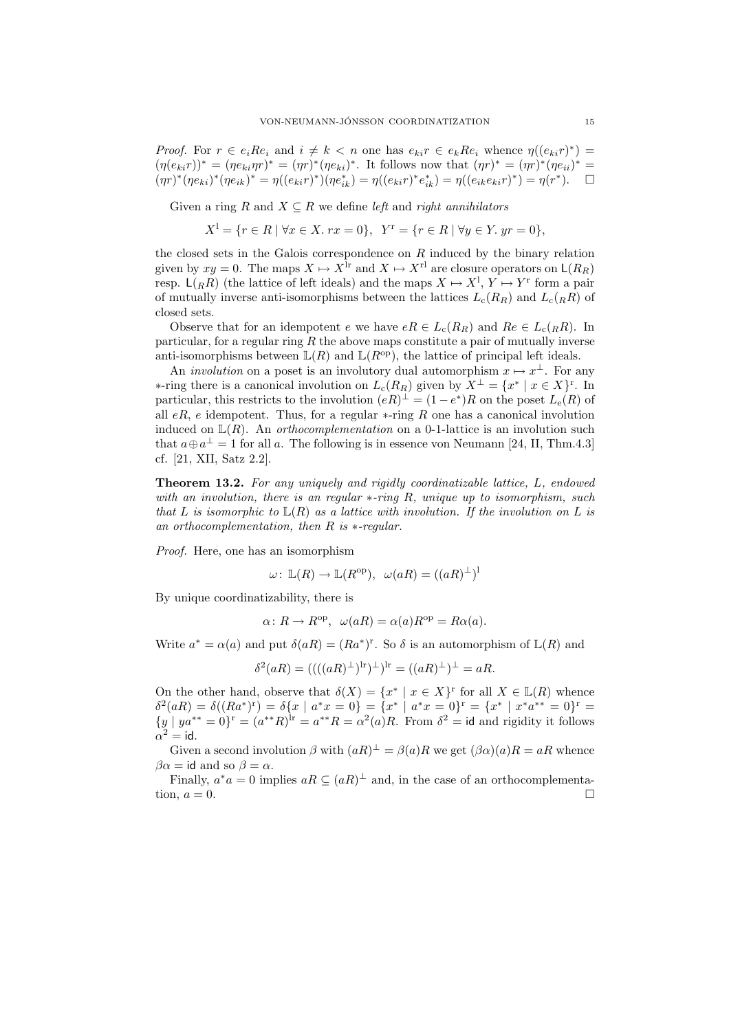*Proof.* For $r \in e_iRe_i$ and $i \neq k < n$ one has $e_{ki}r \in e_kRe_i$ whence $\eta((e_{ki}r)^*) = (\eta(e_{ki}r))^* = (\eta e_{ki}\eta r)^* = (\eta r)^*(\eta e_{ki})^*$. It follows now that $(\eta r)^* = (\eta r)^*(\eta e_{ii})^* = (\eta r)^*(\eta e_{ki})^*(\eta e_{ik})^* = \eta((e_{ki}r)^*)(\eta e_{ik}^*) = \eta((e_{ki}r)^* e_{ik}^*) = \eta((e_{ik}e_{ki}r)^*) = \eta(r^*)$. □

Given a ring $R$ and $X \subseteq R$ we define *left* and *right annihilators*

$$X^{\mathrm{l}} = \{r \in R \mid \forall x \in X.\ rx = 0\},\ \ Y^{\mathrm{r}} = \{r \in R \mid \forall y \in Y.\ yr = 0\},$$

the closed sets in the Galois correspondence on $R$ induced by the binary relation given by $xy = 0$. The maps $X \mapsto X^{\mathrm{lr}}$ and $X \mapsto X^{\mathrm{rl}}$ are closure operators on $\mathsf{L}(R_R)$ resp. $\mathsf{L}({}_RR)$ (the lattice of left ideals) and the maps $X \mapsto X^{\mathrm{l}}$, $Y \mapsto Y^{\mathrm{r}}$ form a pair of mutually inverse anti-isomorphisms between the lattices $L_{\mathrm{c}}(R_R)$ and $L_{\mathrm{c}}({}_RR)$ of closed sets.

Observe that for an idempotent $e$ we have $eR \in L_{\mathrm{c}}(R_R)$ and $Re \in L_{\mathrm{c}}({}_RR)$. In particular, for a regular ring $R$ the above maps constitute a pair of mutually inverse anti-isomorphisms between $\mathbb{L}(R)$ and $\mathbb{L}(R^{\mathrm{op}})$, the lattice of principal left ideals.

An *involution* on a poset is an involutory dual automorphism $x \mapsto x^\perp$. For any $*$-ring there is a canonical involution on $L_{\mathrm{c}}(R_R)$ given by $X^\perp = \{x^* \mid x \in X\}^{\mathrm{r}}$. In particular, this restricts to the involution $(eR)^\perp = (1 - e^*)R$ on the poset $L_{\mathrm{e}}(R)$ of all $eR$, $e$ idempotent. Thus, for a regular $*$-ring $R$ one has a canonical involution induced on $\mathbb{L}(R)$. An *orthocomplementation* on a 0-1-lattice is an involution such that $a \oplus a^\perp = 1$ for all $a$. The following is in essence von Neumann [24, II, Thm.4.3] cf. [21, XII, Satz 2.2].

**Theorem 13.2.** *For any uniquely and rigidly coordinatizable lattice, $L$, endowed with an involution, there is an regular $*$-ring $R$, unique up to isomorphism, such that $L$ is isomorphic to $\mathbb{L}(R)$ as a lattice with involution. If the involution on $L$ is an orthocomplementation, then $R$ is $*$-regular.*

*Proof.* Here, one has an isomorphism

$$\omega\colon \mathbb{L}(R) \to \mathbb{L}(R^{\mathrm{op}}),\ \ \omega(aR) = ((aR)^\perp)^{\mathrm{l}}$$

By unique coordinatizability, there is

$$\alpha\colon R \to R^{\mathrm{op}},\ \ \omega(aR) = \alpha(a)R^{\mathrm{op}} = R\alpha(a).$$

Write $a^* = \alpha(a)$ and put $\delta(aR) = (Ra^*)^{\mathrm{r}}$. So $\delta$ is an automorphism of $\mathbb{L}(R)$ and

$$\delta^2(aR) = ((((aR)^\perp)^{\mathrm{lr}})^\perp)^{\mathrm{lr}} = ((aR)^\perp)^\perp = aR.$$

On the other hand, observe that $\delta(X) = \{x^* \mid x \in X\}^{\mathrm{r}}$ for all $X \in \mathbb{L}(R)$ whence $\delta^2(aR) = \delta((Ra^*)^{\mathrm{r}}) = \delta\{x \mid a^*x = 0\} = \{x^* \mid a^*x = 0\}^{\mathrm{r}} = \{x^* \mid x^*a^{**} = 0\}^{\mathrm{r}} = \{y \mid ya^{**} = 0\}^{\mathrm{r}} = (a^{**}R)^{\mathrm{lr}} = a^{**}R = \alpha^2(a)R$. From $\delta^2 = \mathsf{id}$ and rigidity it follows $\alpha^2 = \mathsf{id}$.

Given a second involution $\beta$ with $(aR)^\perp = \beta(a)R$ we get $(\beta\alpha)(a)R = aR$ whence $\beta\alpha = \mathsf{id}$ and so $\beta = \alpha$.

Finally, $a^*a = 0$ implies $aR \subseteq (aR)^\perp$ and, in the case of an orthocomplementation, $a = 0$. □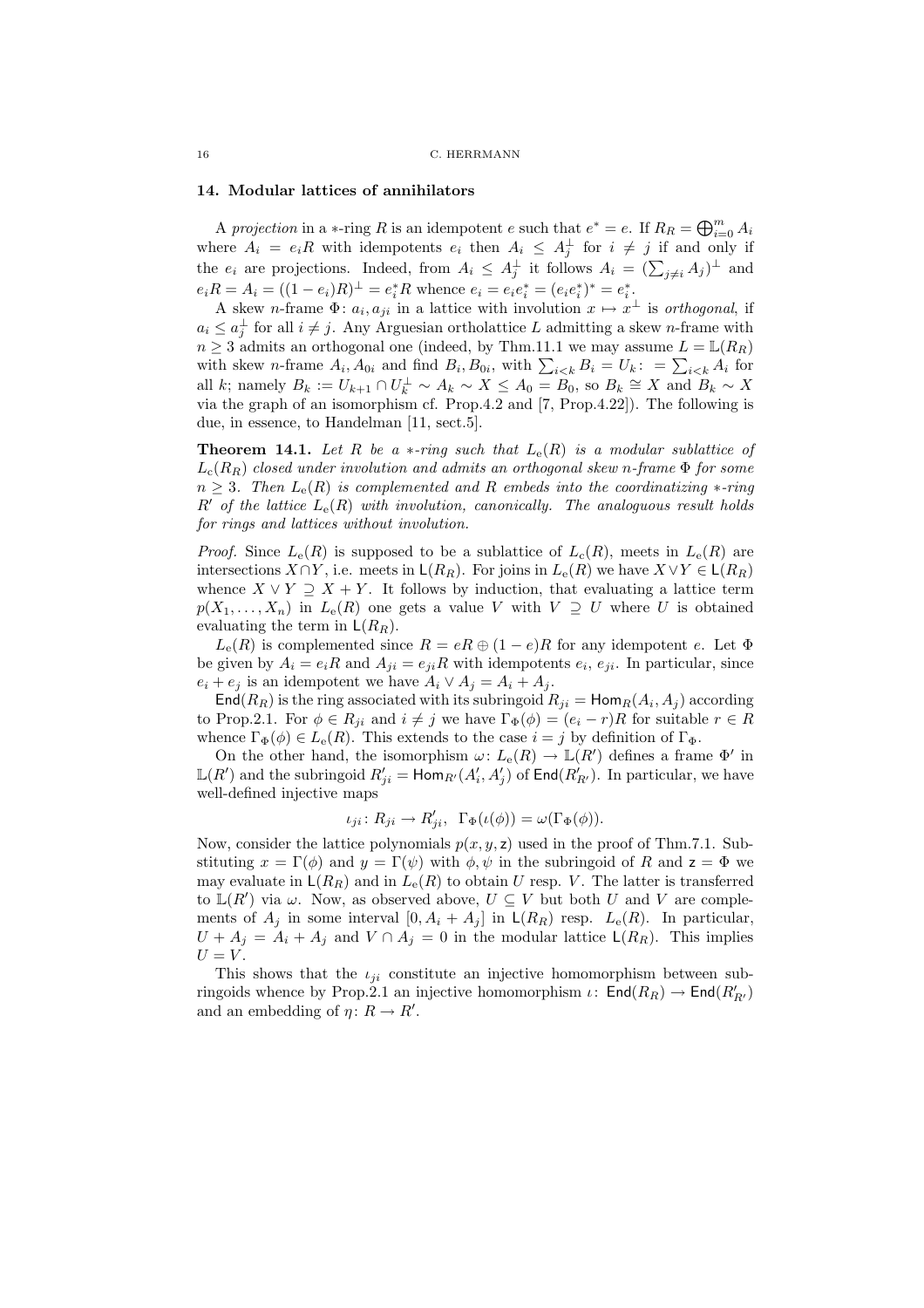## 14. Modular lattices of annihilators

A *projection* in a $*$-ring $R$ is an idempotent $e$ such that $e^* = e$. If $R_R = \bigoplus_{i=0}^m A_i$ where $A_i = e_iR$ with idempotents $e_i$ then $A_i \leq A_j^\perp$ for $i \neq j$ if and only if the $e_i$ are projections. Indeed, from $A_i \leq A_j^\perp$ it follows $A_i = (\sum_{j\neq i} A_j)^\perp$ and $e_iR = A_i = ((1-e_i)R)^\perp = e_i^*R$ whence $e_i = e_ie_i^* = (e_ie_i^*)^* = e_i^*$.

A skew $n$-frame $\Phi\colon a_i, a_{ji}$ in a lattice with involution $x \mapsto x^\perp$ is *orthogonal*, if $a_i \leq a_j^\perp$ for all $i \neq j$. Any Arguesian ortholattice $L$ admitting a skew $n$-frame with $n \geq 3$ admits an orthogonal one (indeed, by Thm.11.1 we may assume $L = \mathbb{L}(R_R)$ with skew $n$-frame $A_i, A_{0i}$ and find $B_i, B_{0i}$, with $\sum_{i<k} B_i = U_k\colon = \sum_{i<k} A_i$ for all $k$; namely $B_k := U_{k+1} \cap U_k^\perp \sim A_k \sim X \leq A_0 = B_0$, so $B_k \cong X$ and $B_k \sim X$ via the graph of an isomorphism cf. Prop.4.2 and [7, Prop.4.22]). The following is due, in essence, to Handelman [11, sect.5].

**Theorem 14.1.** *Let $R$ be a $*$-ring such that $L_e(R)$ is a modular sublattice of $L_c(R_R)$ closed under involution and admits an orthogonal skew $n$-frame $\Phi$ for some $n \geq 3$. Then $L_e(R)$ is complemented and $R$ embeds into the coordinatizing $*$-ring $R'$ of the lattice $L_e(R)$ with involution, canonically. The analoguous result holds for rings and lattices without involution.*

*Proof.* Since $L_e(R)$ is supposed to be a sublattice of $L_c(R)$, meets in $L_e(R)$ are intersections $X \cap Y$, i.e. meets in $\mathsf{L}(R_R)$. For joins in $L_e(R)$ we have $X \vee Y \in \mathsf{L}(R_R)$ whence $X \vee Y \supseteq X + Y$. It follows by induction, that evaluating a lattice term $p(X_1, \ldots, X_n)$ in $L_e(R)$ one gets a value $V$ with $V \supseteq U$ where $U$ is obtained evaluating the term in $\mathsf{L}(R_R)$.

$L_e(R)$ is complemented since $R = eR \oplus (1-e)R$ for any idempotent $e$. Let $\Phi$ be given by $A_i = e_iR$ and $A_{ji} = e_{ji}R$ with idempotents $e_i$, $e_{ji}$. In particular, since $e_i + e_j$ is an idempotent we have $A_i \vee A_j = A_i + A_j$.

$\mathsf{End}(R_R)$ is the ring associated with its subringoid $R_{ji} = \mathsf{Hom}_R(A_i, A_j)$ according to Prop.2.1. For $\phi \in R_{ji}$ and $i \neq j$ we have $\Gamma_\Phi(\phi) = (e_i - r)R$ for suitable $r \in R$ whence $\Gamma_\Phi(\phi) \in L_e(R)$. This extends to the case $i = j$ by definition of $\Gamma_\Phi$.

On the other hand, the isomorphism $\omega\colon L_e(R) \to \mathbb{L}(R')$ defines a frame $\Phi'$ in $\mathbb{L}(R')$ and the subringoid $R'_{ji} = \mathsf{Hom}_{R'}(A'_i, A'_j)$ of $\mathsf{End}(R'_{R'})$. In particular, we have well-defined injective maps

$$\iota_{ji}\colon R_{ji} \to R'_{ji}, \;\; \Gamma_\Phi(\iota(\phi)) = \omega(\Gamma_\Phi(\phi)).$$

Now, consider the lattice polynomials $p(x, y, \mathsf{z})$ used in the proof of Thm.7.1. Substituting $x = \Gamma(\phi)$ and $y = \Gamma(\psi)$ with $\phi, \psi$ in the subringoid of $R$ and $\mathsf{z} = \Phi$ we may evaluate in $\mathsf{L}(R_R)$ and in $L_e(R)$ to obtain $U$ resp. $V$. The latter is transferred to $\mathbb{L}(R')$ via $\omega$. Now, as observed above, $U \subseteq V$ but both $U$ and $V$ are complements of $A_j$ in some interval $[0, A_i + A_j]$ in $\mathsf{L}(R_R)$ resp. $L_e(R)$. In particular, $U + A_j = A_i + A_j$ and $V \cap A_j = 0$ in the modular lattice $\mathsf{L}(R_R)$. This implies $U = V$.

This shows that the $\iota_{ji}$ constitute an injective homomorphism between subringoids whence by Prop.2.1 an injective homomorphism $\iota\colon \mathsf{End}(R_R) \to \mathsf{End}(R'_{R'})$ and an embedding of $\eta\colon R \to R'$.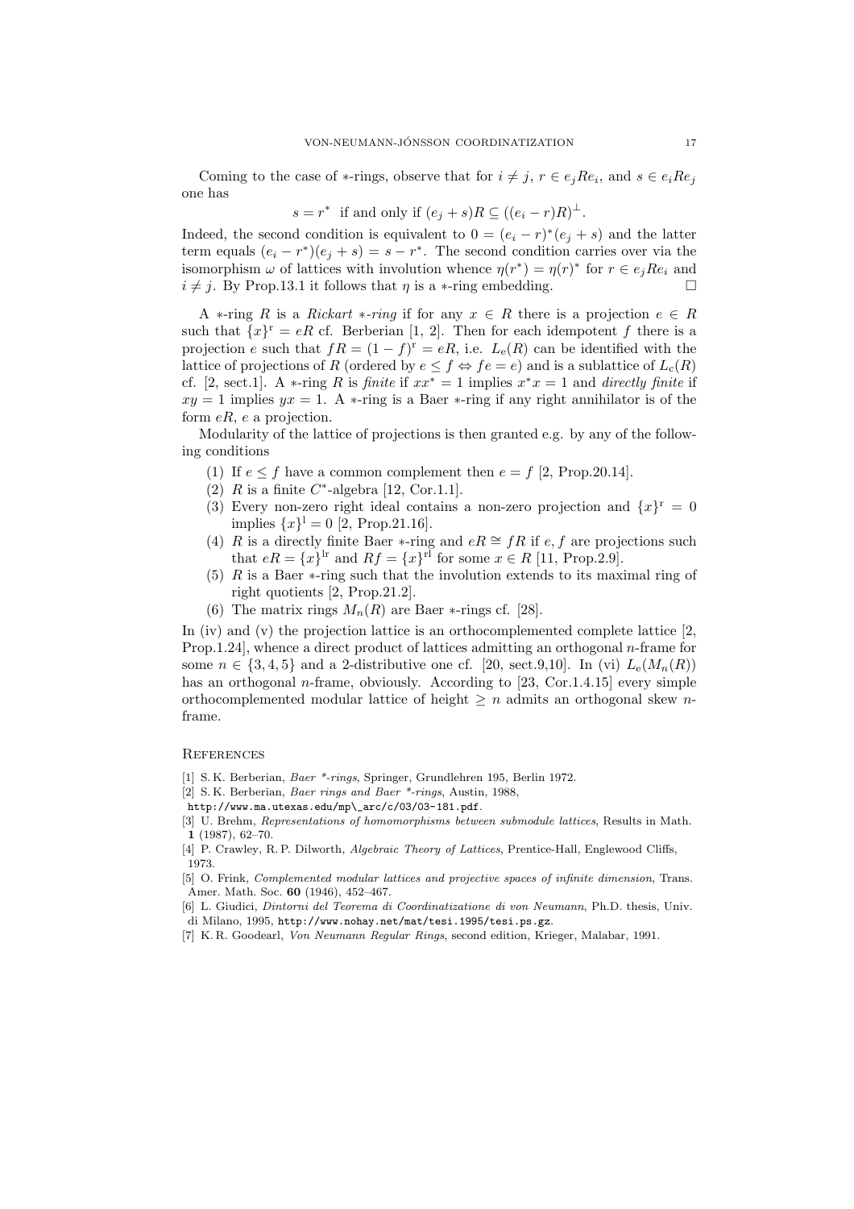Coming to the case of $*$-rings, observe that for $i \neq j$, $r \in e_j R e_i$, and $s \in e_i R e_j$ one has

$$s = r^* \text{ if and only if } (e_j + s)R \subseteq ((e_i - r)R)^\perp.$$

Indeed, the second condition is equivalent to $0 = (e_i - r)^*(e_j + s)$ and the latter term equals $(e_i - r^*)(e_j + s) = s - r^*$. The second condition carries over via the isomorphism $\omega$ of lattices with involution whence $\eta(r^*) = \eta(r)^*$ for $r \in e_j R e_i$ and $i \neq j$. By Prop.13.1 it follows that $\eta$ is a $*$-ring embedding. $\square$

A $*$-ring $R$ is a *Rickart $*$-ring* if for any $x \in R$ there is a projection $e \in R$ such that $\{x\}^{\mathrm{r}} = eR$ cf. Berberian [1, 2]. Then for each idempotent $f$ there is a projection $e$ such that $fR = (1-f)^{\mathrm{r}} = eR$, i.e. $L_{\mathrm{e}}(R)$ can be identified with the lattice of projections of $R$ (ordered by $e \leq f \Leftrightarrow fe = e$) and is a sublattice of $L_{\mathrm{c}}(R)$ cf. [2, sect.1]. A $*$-ring $R$ is *finite* if $xx^* = 1$ implies $x^*x = 1$ and *directly finite* if $xy = 1$ implies $yx = 1$. A $*$-ring is a Baer $*$-ring if any right annihilator is of the form $eR$, $e$ a projection.

Modularity of the lattice of projections is then granted e.g. by any of the following conditions

1. If $e \leq f$ have a common complement then $e = f$ [2, Prop.20.14].
2. $R$ is a finite $C^*$-algebra [12, Cor.1.1].
3. Every non-zero right ideal contains a non-zero projection and $\{x\}^{\mathrm{r}} = 0$ implies $\{x\}^{\mathrm{l}} = 0$ [2, Prop.21.16].
4. $R$ is a directly finite Baer $*$-ring and $eR \cong fR$ if $e, f$ are projections such that $eR = \{x\}^{\mathrm{lr}}$ and $Rf = \{x\}^{\mathrm{rl}}$ for some $x \in R$ [11, Prop.2.9].
5. $R$ is a Baer $*$-ring such that the involution extends to its maximal ring of right quotients [2, Prop.21.2].
6. The matrix rings $M_n(R)$ are Baer $*$-rings cf. [28].

In (iv) and (v) the projection lattice is an orthocomplemented complete lattice [2, Prop.1.24], whence a direct product of lattices admitting an orthogonal $n$-frame for some $n \in \{3, 4, 5\}$ and a 2-distributive one cf. [20, sect.9,10]. In (vi) $L_{\mathrm{e}}(M_n(R))$ has an orthogonal $n$-frame, obviously. According to [23, Cor.1.4.15] every simple orthocomplemented modular lattice of height $\geq n$ admits an orthogonal skew $n$-frame.

## References

[1] S. K. Berberian, *Baer \*-rings*, Springer, Grundlehren 195, Berlin 1972.

[2] S. K. Berberian, *Baer rings and Baer \*-rings*, Austin, 1988, http://www.ma.utexas.edu/mp\_arc/c/03/03-181.pdf.

[3] U. Brehm, *Representations of homomorphisms between submodule lattices*, Results in Math. **1** (1987), 62–70.

[4] P. Crawley, R. P. Dilworth, *Algebraic Theory of Lattices*, Prentice-Hall, Englewood Cliffs, 1973.

[5] O. Frink, *Complemented modular lattices and projective spaces of infinite dimension*, Trans. Amer. Math. Soc. **60** (1946), 452–467.

[6] L. Giudici, *Dintorni del Teorema di Coordinatizatione di von Neumann*, Ph.D. thesis, Univ. di Milano, 1995, http://www.nohay.net/mat/tesi.1995/tesi.ps.gz.

[7] K. R. Goodearl, *Von Neumann Regular Rings*, second edition, Krieger, Malabar, 1991.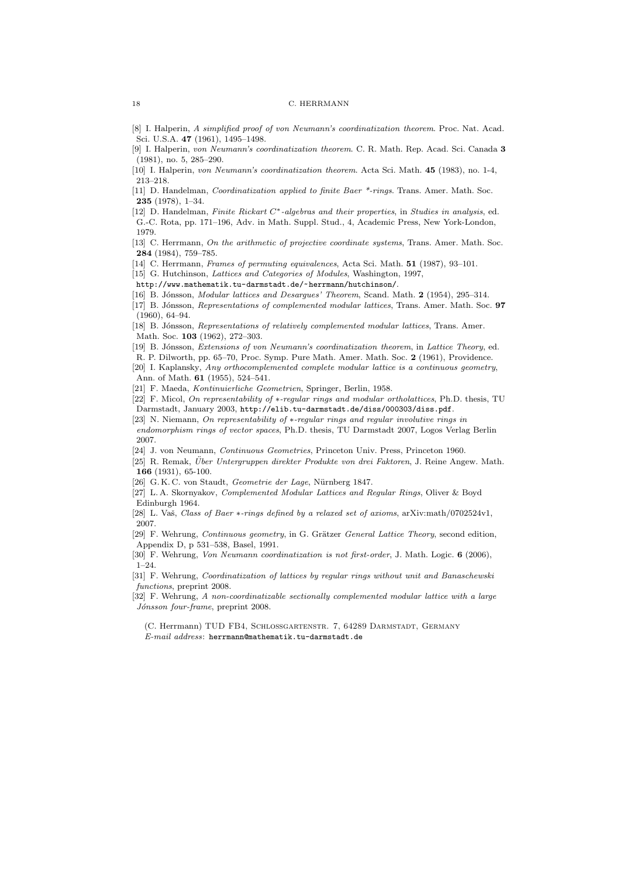[8] I. Halperin, *A simplified proof of von Neumann's coordinatization theorem*. Proc. Nat. Acad. Sci. U.S.A. **47** (1961), 1495–1498.

[9] I. Halperin, *von Neumann's coordinatization theorem*. C. R. Math. Rep. Acad. Sci. Canada **3** (1981), no. 5, 285–290.

[10] I. Halperin, *von Neumann's coordinatization theorem*. Acta Sci. Math. **45** (1983), no. 1-4, 213–218.

[11] D. Handelman, *Coordinatization applied to finite Baer \*-rings*. Trans. Amer. Math. Soc. **235** (1978), 1–34.

[12] D. Handelman, *Finite Rickart $C^*$-algebras and their properties*, in *Studies in analysis*, ed. G.-C. Rota, pp. 171–196, Adv. in Math. Suppl. Stud., 4, Academic Press, New York-London, 1979.

[13] C. Herrmann, *On the arithmetic of projective coordinate systems*, Trans. Amer. Math. Soc. **284** (1984), 759–785.

[14] C. Herrmann, *Frames of permuting equivalences*, Acta Sci. Math. **51** (1987), 93–101.

[15] G. Hutchinson, *Lattices and Categories of Modules*, Washington, 1997, `http://www.mathematik.tu-darmstadt.de/~herrmann/hutchinson/`.

[16] B. Jónsson, *Modular lattices and Desargues' Theorem*, Scand. Math. **2** (1954), 295–314.

[17] B. Jónsson, *Representations of complemented modular lattices*, Trans. Amer. Math. Soc. **97** (1960), 64–94.

[18] B. Jónsson, *Representations of relatively complemented modular lattices*, Trans. Amer. Math. Soc. **103** (1962), 272–303.

[19] B. Jónsson, *Extensions of von Neumann's coordinatization theorem*, in *Lattice Theory*, ed. R. P. Dilworth, pp. 65–70, Proc. Symp. Pure Math. Amer. Math. Soc. **2** (1961), Providence.

[20] I. Kaplansky, *Any orthocomplemented complete modular lattice is a continuous geometry*, Ann. of Math. **61** (1955), 524–541.

[21] F. Maeda, *Kontinuierliche Geometrien*, Springer, Berlin, 1958.

[22] F. Micol, *On representability of $*$-regular rings and modular ortholattices*, Ph.D. thesis, TU Darmstadt, January 2003, `http://elib.tu-darmstadt.de/diss/000303/diss.pdf`.

[23] N. Niemann, *On representability of $*$-regular rings and regular involutive rings in endomorphism rings of vector spaces*, Ph.D. thesis, TU Darmstadt 2007, Logos Verlag Berlin 2007.

[24] J. von Neumann, *Continuous Geometries*, Princeton Univ. Press, Princeton 1960.

[25] R. Remak, *Über Untergruppen direkter Produkte von drei Faktoren*, J. Reine Angew. Math. **166** (1931), 65-100.

[26] G. K. C. von Staudt, *Geometrie der Lage*, Nürnberg 1847.

[27] L. A. Skornyakov, *Complemented Modular Lattices and Regular Rings*, Oliver & Boyd Edinburgh 1964.

[28] L. Vaš, *Class of Baer $*$-rings defined by a relaxed set of axioms*, arXiv:math/0702524v1, 2007.

[29] F. Wehrung, *Continuous geometry*, in G. Grätzer *General Lattice Theory*, second edition, Appendix D, p 531–538, Basel, 1991.

[30] F. Wehrung, *Von Neumann coordinatization is not first-order*, J. Math. Logic. **6** (2006), 1–24.

[31] F. Wehrung, *Coordinatization of lattices by regular rings without unit and Banaschewski functions*, preprint 2008.

[32] F. Wehrung, *A non-coordinatizable sectionally complemented modular lattice with a large Jónsson four-frame*, preprint 2008.

(C. Herrmann) TUD FB4, Schlossgartenstr. 7, 64289 Darmstadt, Germany

*E-mail address*: `herrmann@mathematik.tu-darmstadt.de`